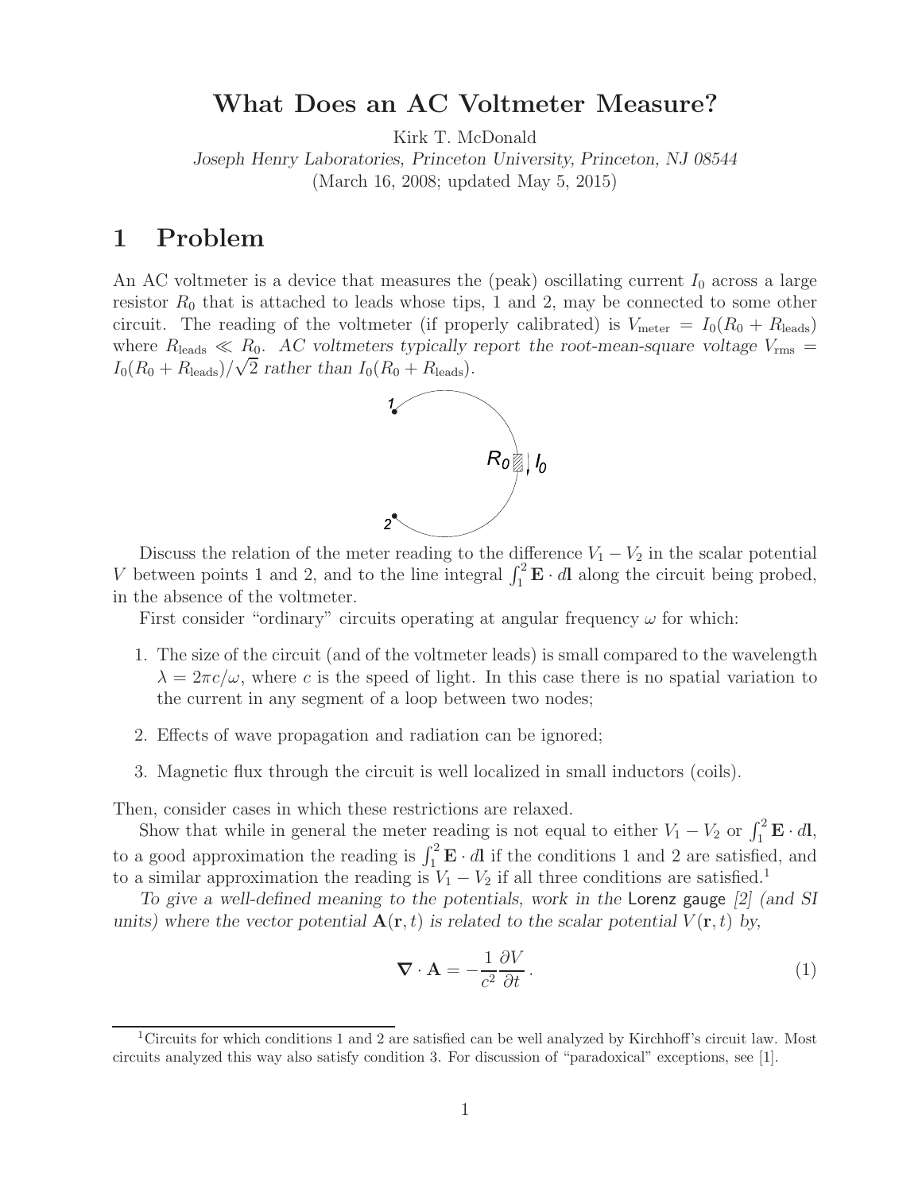# What Does an AC Voltmeter Measure?

Kirk T. McDonald

*Joseph Henry Laboratories, Princeton University, Princeton, NJ 08544*

(March 16, 2008; updated May 5, 2015)

## 1 Problem

An AC voltmeter is a device that measures the (peak) oscillating current $I_0$ across a large resistor $R_0$ that is attached to leads whose tips, 1 and 2, may be connected to some other circuit. The reading of the voltmeter (if properly calibrated) is $V_{\rm meter} = I_0(R_0 + R_{\rm leads})$ where $R_{\rm leads} \ll R_0$. *AC voltmeters typically report the root-mean-square voltage* $V_{\rm rms} = I_0(R_0 + R_{\rm leads})/\sqrt{2}$ *rather than* $I_0(R_0 + R_{\rm leads})$.

Discuss the relation of the meter reading to the difference $V_1 - V_2$ in the scalar potential $V$ between points 1 and 2, and to the line integral $\int_1^2 \mathbf{E} \cdot d\mathbf{l}$ along the circuit being probed, in the absence of the voltmeter.

First consider "ordinary" circuits operating at angular frequency $\omega$ for which:

1. The size of the circuit (and of the voltmeter leads) is small compared to the wavelength $\lambda = 2\pi c/\omega$, where $c$ is the speed of light. In this case there is no spatial variation to the current in any segment of a loop between two nodes;
2. Effects of wave propagation and radiation can be ignored;
3. Magnetic flux through the circuit is well localized in small inductors (coils).

Then, consider cases in which these restrictions are relaxed.

Show that while in general the meter reading is not equal to either $V_1 - V_2$ or $\int_1^2 \mathbf{E} \cdot d\mathbf{l}$, to a good approximation the reading is $\int_1^2 \mathbf{E} \cdot d\mathbf{l}$ if the conditions 1 and 2 are satisfied, and to a similar approximation the reading is $V_1 - V_2$ if all three conditions are satisfied.[1]

*To give a well-defined meaning to the potentials, work in the* Lorenz gauge *[2] (and SI units) where the vector potential* $\mathbf{A}(\mathbf{r}, t)$ *is related to the scalar potential* $V(\mathbf{r}, t)$ *by,*

$$\nabla \cdot \mathbf{A} = -\frac{1}{c^2}\frac{\partial V}{\partial t}. \tag{1}$$

---

[1] Circuits for which conditions 1 and 2 are satisfied can be well analyzed by Kirchhoff's circuit law. Most circuits analyzed this way also satisfy condition 3. For discussion of "paradoxical" exceptions, see [1].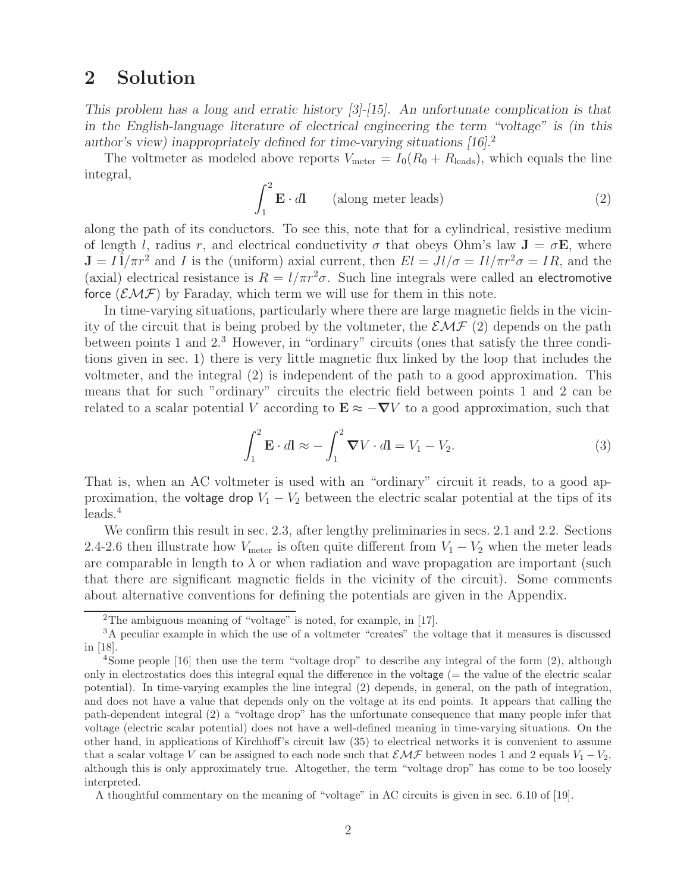## 2 Solution

*This problem has a long and erratic history [3]-[15]. An unfortunate complication is that in the English-language literature of electrical engineering the term "voltage" is (in this author's view) inappropriately defined for time-varying situations [16].*[2]

The voltmeter as modeled above reports $V_{\rm meter} = I_0(R_0 + R_{\rm leads})$, which equals the line integral,

$$\int_1^2 \mathbf{E}\cdot d\mathbf{l} \qquad \text{(along meter leads)} \tag{2}$$

along the path of its conductors. To see this, note that for a cylindrical, resistive medium of length $l$, radius $r$, and electrical conductivity $\sigma$ that obeys Ohm's law $\mathbf{J} = \sigma\mathbf{E}$, where $\mathbf{J} = I\hat{\mathbf{l}}/\pi r^2$ and $I$ is the (uniform) axial current, then $El = Jl/\sigma = Il/\pi r^2\sigma = IR$, and the (axial) electrical resistance is $R = l/\pi r^2\sigma$. Such line integrals were called an electromotive force ($\mathcal{EMF}$) by Faraday, which term we will use for them in this note.

In time-varying situations, particularly where there are large magnetic fields in the vicinity of the circuit that is being probed by the voltmeter, the $\mathcal{EMF}$ (2) depends on the path between points 1 and 2.[3] However, in "ordinary" circuits (ones that satisfy the three conditions given in sec. 1) there is very little magnetic flux linked by the loop that includes the voltmeter, and the integral (2) is independent of the path to a good approximation. This means that for such "ordinary" circuits the electric field between points 1 and 2 can be related to a scalar potential $V$ according to $\mathbf{E} \approx -\boldsymbol{\nabla}V$ to a good approximation, such that

$$\int_1^2 \mathbf{E}\cdot d\mathbf{l} \approx -\int_1^2 \boldsymbol{\nabla}V\cdot d\mathbf{l} = V_1 - V_2. \tag{3}$$

That is, when an AC voltmeter is used with an "ordinary" circuit it reads, to a good approximation, the voltage drop $V_1 - V_2$ between the electric scalar potential at the tips of its leads.[4]

We confirm this result in sec. 2.3, after lengthy preliminaries in secs. 2.1 and 2.2. Sections 2.4-2.6 then illustrate how $V_{\rm meter}$ is often quite different from $V_1 - V_2$ when the meter leads are comparable in length to $\lambda$ or when radiation and wave propagation are important (such that there are significant magnetic fields in the vicinity of the circuit). Some comments about alternative conventions for defining the potentials are given in the Appendix.

---

[2] The ambiguous meaning of "voltage" is noted, for example, in [17].

[3] A peculiar example in which the use of a voltmeter "creates" the voltage that it measures is discussed in [18].

[4] Some people [16] then use the term "voltage drop" to describe any integral of the form (2), although only in electrostatics does this integral equal the difference in the voltage (= the value of the electric scalar potential). In time-varying examples the line integral (2) depends, in general, on the path of integration, and does not have a value that depends only on the voltage at its end points. It appears that calling the path-dependent integral (2) a "voltage drop" has the unfortunate consequence that many people infer that voltage (electric scalar potential) does not have a well-defined meaning in time-varying situations. On the other hand, in applications of Kirchhoff's circuit law (35) to electrical networks it is convenient to assume that a scalar voltage $V$ can be assigned to each node such that $\mathcal{EMF}$ between nodes 1 and 2 equals $V_1 - V_2$, although this is only approximately true. Altogether, the term "voltage drop" has come to be too loosely interpreted.

A thoughtful commentary on the meaning of "voltage" in AC circuits is given in sec. 6.10 of [19].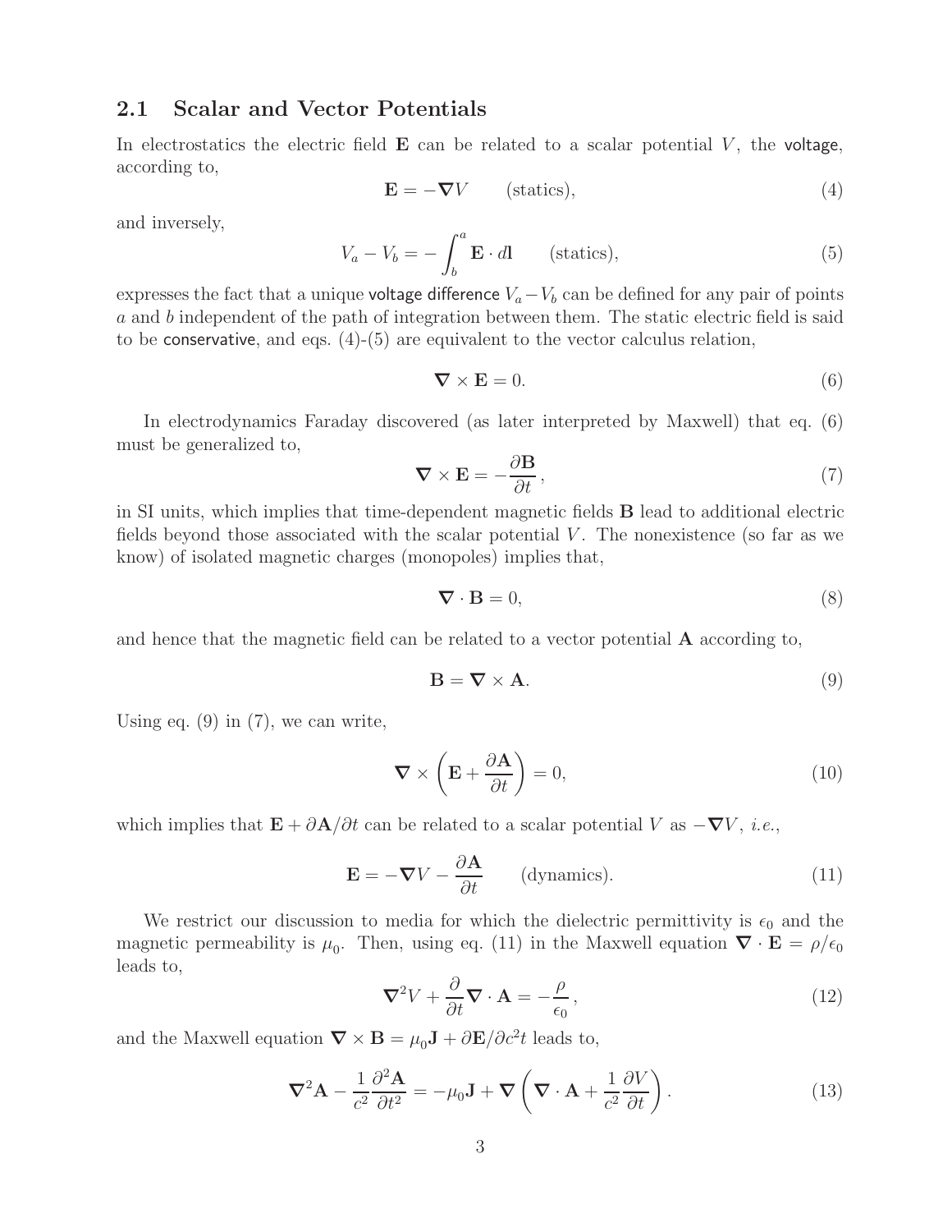## 2.1 Scalar and Vector Potentials

In electrostatics the electric field $\mathbf{E}$ can be related to a scalar potential $V$, the voltage, according to,

$$\mathbf{E} = -\boldsymbol{\nabla} V \qquad \text{(statics)}, \tag{4}$$

and inversely,

$$V_a - V_b = -\int_b^a \mathbf{E} \cdot d\mathbf{l} \qquad \text{(statics)}, \tag{5}$$

expresses the fact that a unique voltage difference $V_a - V_b$ can be defined for any pair of points $a$ and $b$ independent of the path of integration between them. The static electric field is said to be conservative, and eqs. (4)-(5) are equivalent to the vector calculus relation,

$$\boldsymbol{\nabla} \times \mathbf{E} = 0. \tag{6}$$

In electrodynamics Faraday discovered (as later interpreted by Maxwell) that eq. (6) must be generalized to,

$$\boldsymbol{\nabla} \times \mathbf{E} = -\frac{\partial \mathbf{B}}{\partial t}, \tag{7}$$

in SI units, which implies that time-dependent magnetic fields $\mathbf{B}$ lead to additional electric fields beyond those associated with the scalar potential $V$. The nonexistence (so far as we know) of isolated magnetic charges (monopoles) implies that,

$$\boldsymbol{\nabla} \cdot \mathbf{B} = 0, \tag{8}$$

and hence that the magnetic field can be related to a vector potential $\mathbf{A}$ according to,

$$\mathbf{B} = \boldsymbol{\nabla} \times \mathbf{A}. \tag{9}$$

Using eq. (9) in (7), we can write,

$$\boldsymbol{\nabla} \times \left( \mathbf{E} + \frac{\partial \mathbf{A}}{\partial t} \right) = 0, \tag{10}$$

which implies that $\mathbf{E} + \partial \mathbf{A}/\partial t$ can be related to a scalar potential $V$ as $-\boldsymbol{\nabla} V$, *i.e.*,

$$\mathbf{E} = -\boldsymbol{\nabla} V - \frac{\partial \mathbf{A}}{\partial t} \qquad \text{(dynamics)}. \tag{11}$$

We restrict our discussion to media for which the dielectric permittivity is $\epsilon_0$ and the magnetic permeability is $\mu_0$. Then, using eq. (11) in the Maxwell equation $\boldsymbol{\nabla} \cdot \mathbf{E} = \rho/\epsilon_0$ leads to,

$$\boldsymbol{\nabla}^2 V + \frac{\partial}{\partial t} \boldsymbol{\nabla} \cdot \mathbf{A} = -\frac{\rho}{\epsilon_0}, \tag{12}$$

and the Maxwell equation $\boldsymbol{\nabla} \times \mathbf{B} = \mu_0 \mathbf{J} + \partial \mathbf{E}/\partial c^2 t$ leads to,

$$\boldsymbol{\nabla}^2 \mathbf{A} - \frac{1}{c^2} \frac{\partial^2 \mathbf{A}}{\partial t^2} = -\mu_0 \mathbf{J} + \boldsymbol{\nabla} \left( \boldsymbol{\nabla} \cdot \mathbf{A} + \frac{1}{c^2} \frac{\partial V}{\partial t} \right). \tag{13}$$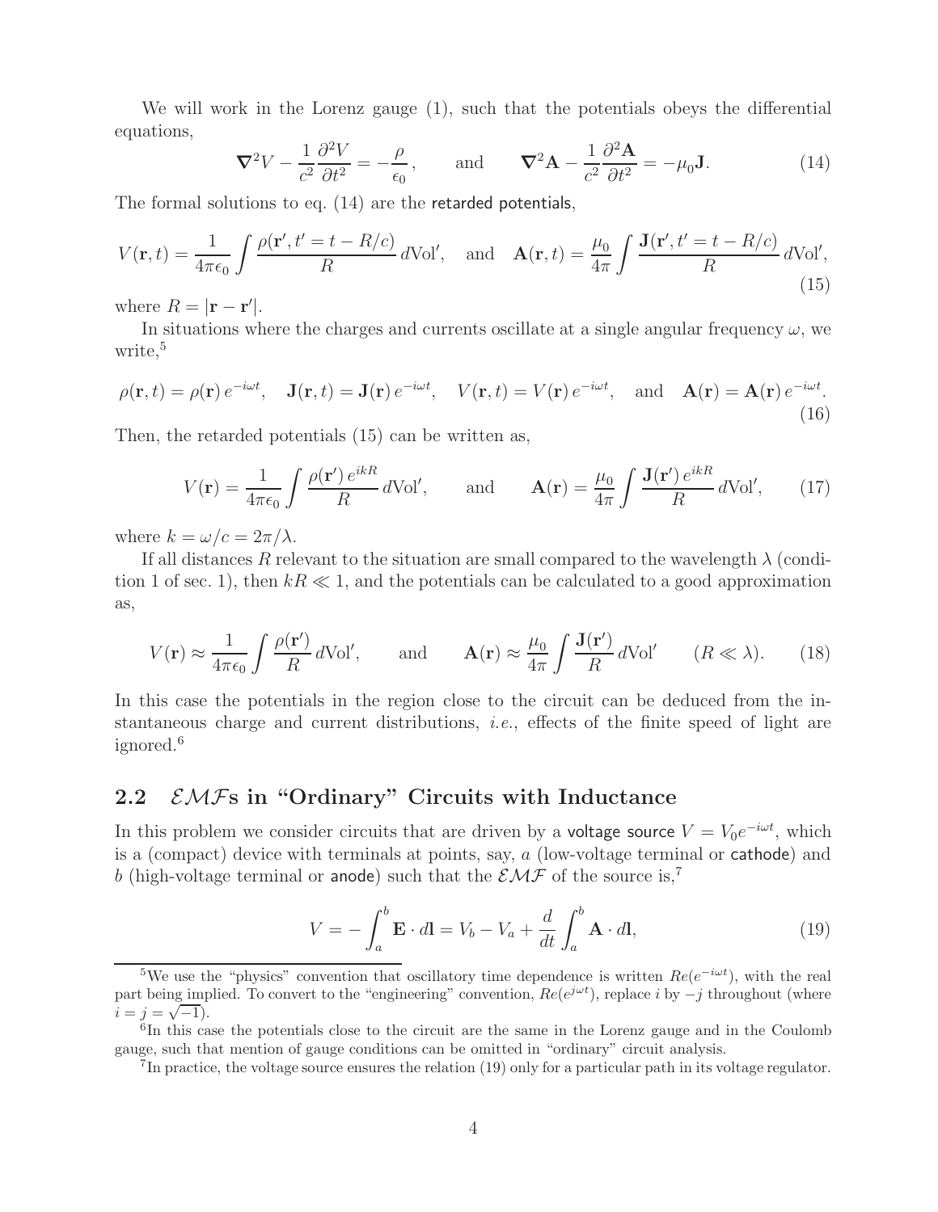We will work in the Lorenz gauge (1), such that the potentials obeys the differential equations,

$$\nabla^2 V - \frac{1}{c^2}\frac{\partial^2 V}{\partial t^2} = -\frac{\rho}{\epsilon_0}, \qquad \text{and} \qquad \nabla^2 \mathbf{A} - \frac{1}{c^2}\frac{\partial^2 \mathbf{A}}{\partial t^2} = -\mu_0 \mathbf{J}. \tag{14}$$

The formal solutions to eq. (14) are the retarded potentials,

$$V(\mathbf{r}, t) = \frac{1}{4\pi\epsilon_0}\int \frac{\rho(\mathbf{r}', t' = t - R/c)}{R}\, d\text{Vol}', \quad \text{and} \quad \mathbf{A}(\mathbf{r}, t) = \frac{\mu_0}{4\pi}\int \frac{\mathbf{J}(\mathbf{r}', t' = t - R/c)}{R}\, d\text{Vol}', \tag{15}$$

where $R = |\mathbf{r} - \mathbf{r}'|$.

In situations where the charges and currents oscillate at a single angular frequency $\omega$, we write,[5]

$$\rho(\mathbf{r}, t) = \rho(\mathbf{r})\, e^{-i\omega t}, \quad \mathbf{J}(\mathbf{r}, t) = \mathbf{J}(\mathbf{r})\, e^{-i\omega t}, \quad V(\mathbf{r}, t) = V(\mathbf{r})\, e^{-i\omega t}, \quad \text{and} \quad \mathbf{A}(\mathbf{r}) = \mathbf{A}(\mathbf{r})\, e^{-i\omega t}. \tag{16}$$

Then, the retarded potentials (15) can be written as,

$$V(\mathbf{r}) = \frac{1}{4\pi\epsilon_0}\int \frac{\rho(\mathbf{r}')\, e^{ikR}}{R}\, d\text{Vol}', \qquad \text{and} \qquad \mathbf{A}(\mathbf{r}) = \frac{\mu_0}{4\pi}\int \frac{\mathbf{J}(\mathbf{r}')\, e^{ikR}}{R}\, d\text{Vol}', \tag{17}$$

where $k = \omega/c = 2\pi/\lambda$.

If all distances $R$ relevant to the situation are small compared to the wavelength $\lambda$ (condition 1 of sec. 1), then $kR \ll 1$, and the potentials can be calculated to a good approximation as,

$$V(\mathbf{r}) \approx \frac{1}{4\pi\epsilon_0}\int \frac{\rho(\mathbf{r}')}{R}\, d\text{Vol}', \qquad \text{and} \qquad \mathbf{A}(\mathbf{r}) \approx \frac{\mu_0}{4\pi}\int \frac{\mathbf{J}(\mathbf{r}')}{R}\, d\text{Vol}' \qquad (R \ll \lambda). \tag{18}$$

In this case the potentials in the region close to the circuit can be deduced from the instantaneous charge and current distributions, *i.e.*, effects of the finite speed of light are ignored.[6]

## 2.2 $\mathcal{EMF}$s in "Ordinary" Circuits with Inductance

In this problem we consider circuits that are driven by a voltage source $V = V_0 e^{-i\omega t}$, which is a (compact) device with terminals at points, say, $a$ (low-voltage terminal or cathode) and $b$ (high-voltage terminal or anode) such that the $\mathcal{EMF}$ of the source is,[7]

$$V = -\int_a^b \mathbf{E}\cdot d\mathbf{l} = V_b - V_a + \frac{d}{dt}\int_a^b \mathbf{A}\cdot d\mathbf{l}, \tag{19}$$

---

[5] We use the "physics" convention that oscillatory time dependence is written $Re(e^{-i\omega t})$, with the real part being implied. To convert to the "engineering" convention, $Re(e^{j\omega t})$, replace $i$ by $-j$ throughout (where $i = j = \sqrt{-1}$).

[6] In this case the potentials close to the circuit are the same in the Lorenz gauge and in the Coulomb gauge, such that mention of gauge conditions can be omitted in "ordinary" circuit analysis.

[7] In practice, the voltage source ensures the relation (19) only for a particular path in its voltage regulator.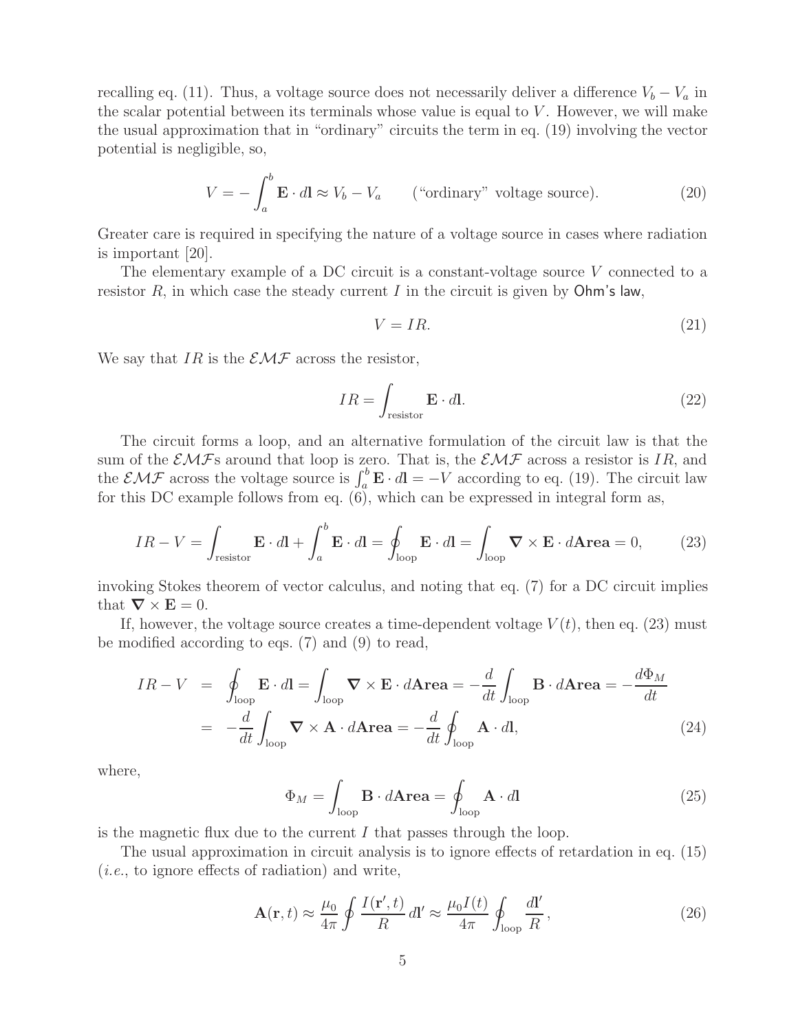recalling eq. (11). Thus, a voltage source does not necessarily deliver a difference $V_b - V_a$ in the scalar potential between its terminals whose value is equal to $V$. However, we will make the usual approximation that in "ordinary" circuits the term in eq. (19) involving the vector potential is negligible, so,

$$
V = -\int_a^b \mathbf{E} \cdot d\mathbf{l} \approx V_b - V_a \qquad (\text{"ordinary" voltage source}). \tag{20}
$$

Greater care is required in specifying the nature of a voltage source in cases where radiation is important [20].

The elementary example of a DC circuit is a constant-voltage source $V$ connected to a resistor $R$, in which case the steady current $I$ in the circuit is given by Ohm's law,

$$
V = IR. \tag{21}
$$

We say that $IR$ is the $\mathcal{EMF}$ across the resistor,

$$
IR = \int_{\text{resistor}} \mathbf{E} \cdot d\mathbf{l}. \tag{22}
$$

The circuit forms a loop, and an alternative formulation of the circuit law is that the sum of the $\mathcal{EMF}$s around that loop is zero. That is, the $\mathcal{EMF}$ across a resistor is $IR$, and the $\mathcal{EMF}$ across the voltage source is $\int_a^b \mathbf{E} \cdot d\mathbf{l} = -V$ according to eq. (19). The circuit law for this DC example follows from eq. (6), which can be expressed in integral form as,

$$
IR - V = \int_{\text{resistor}} \mathbf{E} \cdot d\mathbf{l} + \int_a^b \mathbf{E} \cdot d\mathbf{l} = \oint_{\text{loop}} \mathbf{E} \cdot d\mathbf{l} = \int_{\text{loop}} \boldsymbol{\nabla} \times \mathbf{E} \cdot d\mathbf{Area} = 0, \tag{23}
$$

invoking Stokes theorem of vector calculus, and noting that eq. (7) for a DC circuit implies that $\boldsymbol{\nabla} \times \mathbf{E} = 0$.

If, however, the voltage source creates a time-dependent voltage $V(t)$, then eq. (23) must be modified according to eqs. (7) and (9) to read,

$$
\begin{aligned}
IR - V &= \oint_{\text{loop}} \mathbf{E} \cdot d\mathbf{l} = \int_{\text{loop}} \boldsymbol{\nabla} \times \mathbf{E} \cdot d\mathbf{Area} = -\frac{d}{dt} \int_{\text{loop}} \mathbf{B} \cdot d\mathbf{Area} = -\frac{d\Phi_M}{dt} \\
&= -\frac{d}{dt} \int_{\text{loop}} \boldsymbol{\nabla} \times \mathbf{A} \cdot d\mathbf{Area} = -\frac{d}{dt} \oint_{\text{loop}} \mathbf{A} \cdot d\mathbf{l},
\end{aligned} \tag{24}
$$

where,

$$
\Phi_M = \int_{\text{loop}} \mathbf{B} \cdot d\mathbf{Area} = \oint_{\text{loop}} \mathbf{A} \cdot d\mathbf{l} \tag{25}
$$

is the magnetic flux due to the current $I$ that passes through the loop.

The usual approximation in circuit analysis is to ignore effects of retardation in eq. (15) (*i.e.*, to ignore effects of radiation) and write,

$$
\mathbf{A}(\mathbf{r}, t) \approx \frac{\mu_0}{4\pi} \oint \frac{I(\mathbf{r}', t)}{R} \, d\mathbf{l}' \approx \frac{\mu_0 I(t)}{4\pi} \oint_{\text{loop}} \frac{d\mathbf{l}'}{R}, \tag{26}
$$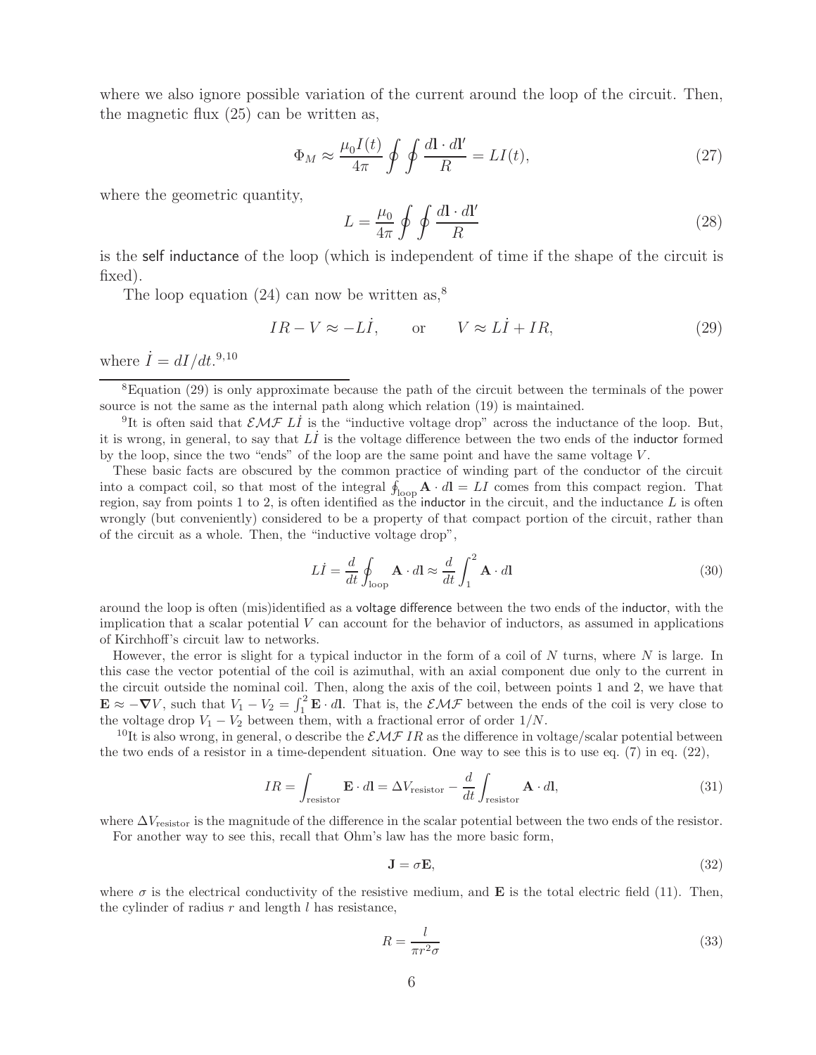where we also ignore possible variation of the current around the loop of the circuit. Then, the magnetic flux (25) can be written as,

$$\Phi_M \approx \frac{\mu_0 I(t)}{4\pi} \oint \oint \frac{d\mathbf{l} \cdot d\mathbf{l}'}{R} = LI(t), \tag{27}$$

where the geometric quantity,

$$L = \frac{\mu_0}{4\pi} \oint \oint \frac{d\mathbf{l} \cdot d\mathbf{l}'}{R} \tag{28}$$

is the self inductance of the loop (which is independent of time if the shape of the circuit is fixed).

The loop equation (24) can now be written as,[8]

$$IR - V \approx -L\dot{I}, \qquad \text{or} \qquad V \approx L\dot{I} + IR, \tag{29}$$

where $\dot{I} = dI/dt$.[9,10]

---

[8]Equation (29) is only approximate because the path of the circuit between the terminals of the power source is not the same as the internal path along which relation (19) is maintained.

[9]It is often said that $\mathcal{EMF}$ $L\dot{I}$ is the "inductive voltage drop" across the inductance of the loop. But, it is wrong, in general, to say that $L\dot{I}$ is the voltage difference between the two ends of the inductor formed by the loop, since the two "ends" of the loop are the same point and have the same voltage $V$.

These basic facts are obscured by the common practice of winding part of the conductor of the circuit into a compact coil, so that most of the integral $\oint_{\text{loop}} \mathbf{A} \cdot d\mathbf{l} = LI$ comes from this compact region. That region, say from points 1 to 2, is often identified as the inductor in the circuit, and the inductance $L$ is often wrongly (but conveniently) considered to be a property of that compact portion of the circuit, rather than of the circuit as a whole. Then, the "inductive voltage drop",

$$L\dot{I} = \frac{d}{dt} \oint_{\text{loop}} \mathbf{A} \cdot d\mathbf{l} \approx \frac{d}{dt} \int_1^2 \mathbf{A} \cdot d\mathbf{l} \tag{30}$$

around the loop is often (mis)identified as a voltage difference between the two ends of the inductor, with the implication that a scalar potential $V$ can account for the behavior of inductors, as assumed in applications of Kirchhoff's circuit law to networks.

However, the error is slight for a typical inductor in the form of a coil of $N$ turns, where $N$ is large. In this case the vector potential of the coil is azimuthal, with an axial component due only to the current in the circuit outside the nominal coil. Then, along the axis of the coil, between points 1 and 2, we have that $\mathbf{E} \approx -\nabla V$, such that $V_1 - V_2 = \int_1^2 \mathbf{E} \cdot d\mathbf{l}$. That is, the $\mathcal{EMF}$ between the ends of the coil is very close to the voltage drop $V_1 - V_2$ between them, with a fractional error of order $1/N$.

[10]It is also wrong, in general, o describe the $\mathcal{EMF}$ $IR$ as the difference in voltage/scalar potential between the two ends of a resistor in a time-dependent situation. One way to see this is to use eq. (7) in eq. (22),

$$IR = \int_{\text{resistor}} \mathbf{E} \cdot d\mathbf{l} = \Delta V_{\text{resistor}} - \frac{d}{dt} \int_{\text{resistor}} \mathbf{A} \cdot d\mathbf{l}, \tag{31}$$

where $\Delta V_{\text{resistor}}$ is the magnitude of the difference in the scalar potential between the two ends of the resistor.

For another way to see this, recall that Ohm's law has the more basic form,

$$\mathbf{J} = \sigma \mathbf{E}, \tag{32}$$

where $\sigma$ is the electrical conductivity of the resistive medium, and $\mathbf{E}$ is the total electric field (11). Then, the cylinder of radius $r$ and length $l$ has resistance,

$$R = \frac{l}{\pi r^2 \sigma} \tag{33}$$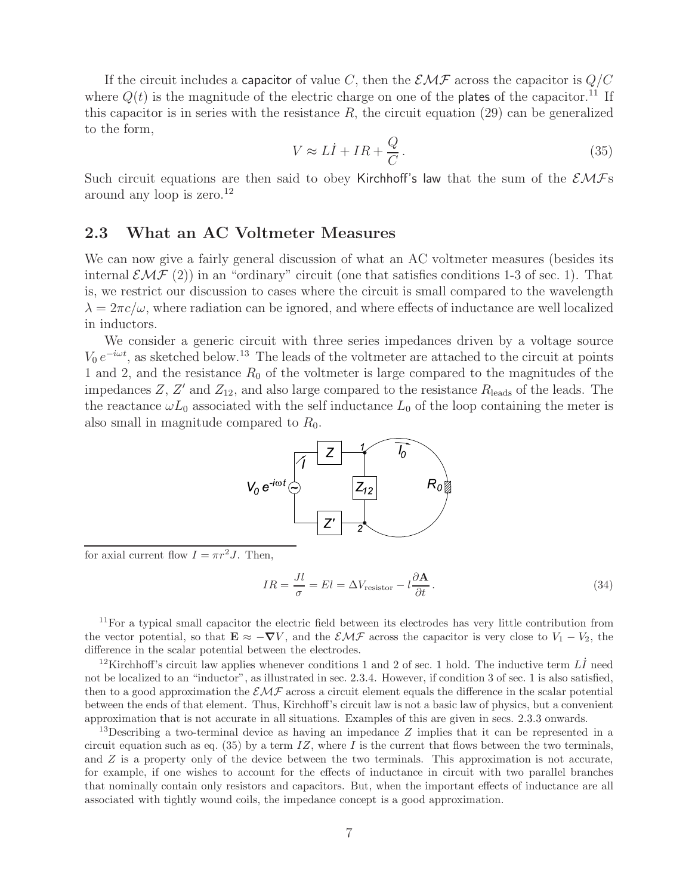If the circuit includes a capacitor of value $C$, then the $\mathcal{EMF}$ across the capacitor is $Q/C$ where $Q(t)$ is the magnitude of the electric charge on one of the plates of the capacitor.[11] If this capacitor is in series with the resistance $R$, the circuit equation (29) can be generalized to the form,

$$V \approx L\dot{I} + IR + \frac{Q}{C}\,. \tag{35}$$

Such circuit equations are then said to obey Kirchhoff's law that the sum of the $\mathcal{EMF}$s around any loop is zero.[12]

## 2.3 What an AC Voltmeter Measures

We can now give a fairly general discussion of what an AC voltmeter measures (besides its internal $\mathcal{EMF}$ (2)) in an "ordinary" circuit (one that satisfies conditions 1-3 of sec. 1). That is, we restrict our discussion to cases where the circuit is small compared to the wavelength $\lambda = 2\pi c/\omega$, where radiation can be ignored, and where effects of inductance are well localized in inductors.

We consider a generic circuit with three series impedances driven by a voltage source $V_0\, e^{-i\omega t}$, as sketched below.[13] The leads of the voltmeter are attached to the circuit at points 1 and 2, and the resistance $R_0$ of the voltmeter is large compared to the magnitudes of the impedances $Z$, $Z'$ and $Z_{12}$, and also large compared to the resistance $R_{\rm leads}$ of the leads. The the reactance $\omega L_0$ associated with the self inductance $L_0$ of the loop containing the meter is also small in magnitude compared to $R_0$.

for axial current flow $I = \pi r^2 J$. Then,

$$IR = \frac{Jl}{\sigma} = El = \Delta V_{\rm resistor} - l\frac{\partial \mathbf{A}}{\partial t}\,. \tag{34}$$

[11] For a typical small capacitor the electric field between its electrodes has very little contribution from the vector potential, so that $\mathbf{E} \approx -\boldsymbol{\nabla} V$, and the $\mathcal{EMF}$ across the capacitor is very close to $V_1 - V_2$, the difference in the scalar potential between the electrodes.

[12] Kirchhoff's circuit law applies whenever conditions 1 and 2 of sec. 1 hold. The inductive term $L\dot{I}$ need not be localized to an "inductor", as illustrated in sec. 2.3.4. However, if condition 3 of sec. 1 is also satisfied, then to a good approximation the $\mathcal{EMF}$ across a circuit element equals the difference in the scalar potential between the ends of that element. Thus, Kirchhoff's circuit law is not a basic law of physics, but a convenient approximation that is not accurate in all situations. Examples of this are given in secs. 2.3.3 onwards.

[13] Describing a two-terminal device as having an impedance $Z$ implies that it can be represented in a circuit equation such as eq. (35) by a term $IZ$, where $I$ is the current that flows between the two terminals, and $Z$ is a property only of the device between the two terminals. This approximation is not accurate, for example, if one wishes to account for the effects of inductance in circuit with two parallel branches that nominally contain only resistors and capacitors. But, when the important effects of inductance are all associated with tightly wound coils, the impedance concept is a good approximation.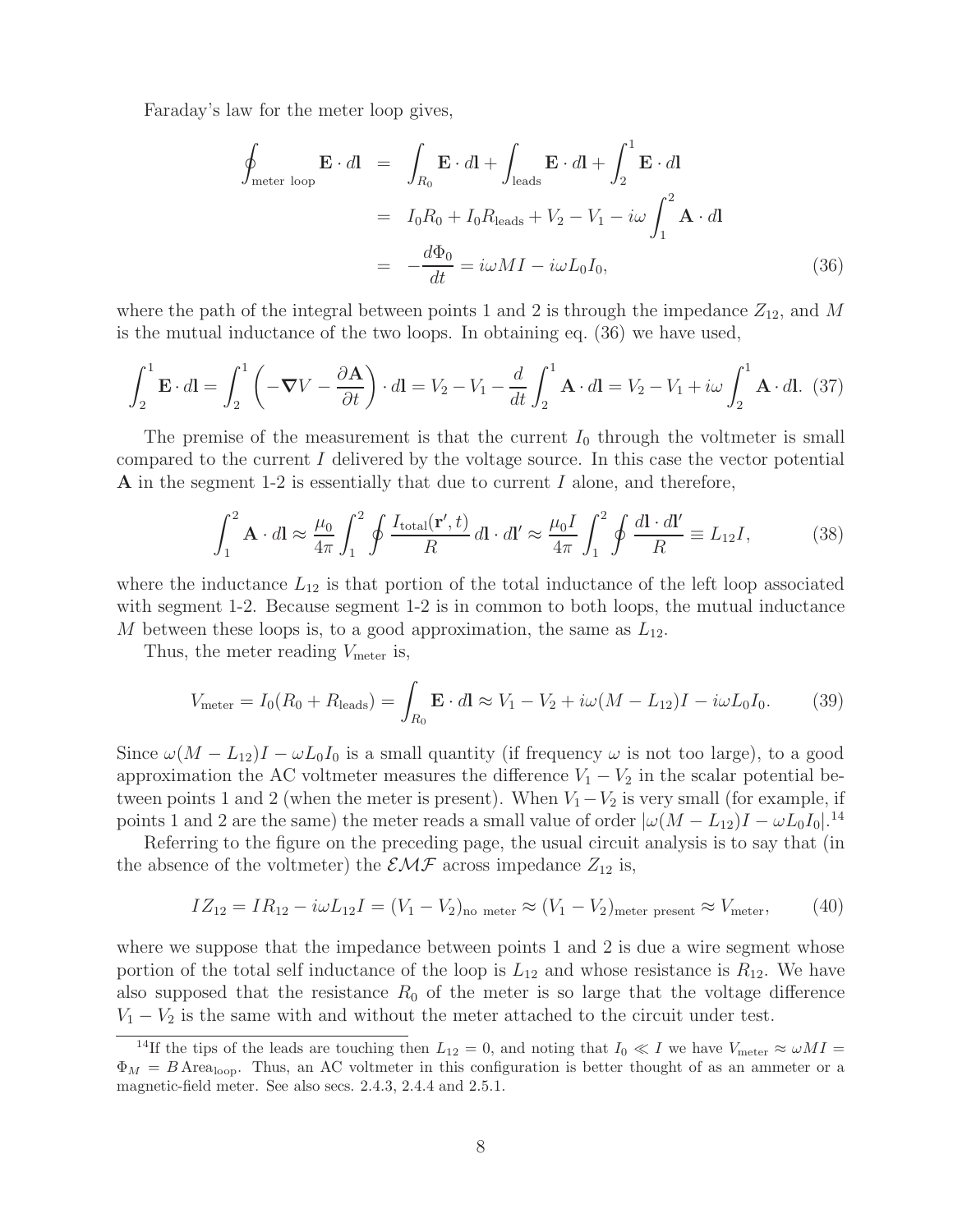Faraday's law for the meter loop gives,

$$
\begin{aligned}
\oint_{\text{meter loop}} \mathbf{E} \cdot d\mathbf{l} &= \int_{R_0} \mathbf{E} \cdot d\mathbf{l} + \int_{\text{leads}} \mathbf{E} \cdot d\mathbf{l} + \int_2^1 \mathbf{E} \cdot d\mathbf{l} \\
&= I_0 R_0 + I_0 R_{\text{leads}} + V_2 - V_1 - i\omega \int_1^2 \mathbf{A} \cdot d\mathbf{l} \\
&= -\frac{d\Phi_0}{dt} = i\omega M I - i\omega L_0 I_0, \qquad (36)
\end{aligned}
$$

where the path of the integral between points 1 and 2 is through the impedance $Z_{12}$, and $M$ is the mutual inductance of the two loops. In obtaining eq. (36) we have used,

$$
\int_2^1 \mathbf{E} \cdot d\mathbf{l} = \int_2^1 \left( -\boldsymbol{\nabla} V - \frac{\partial \mathbf{A}}{\partial t} \right) \cdot d\mathbf{l} = V_2 - V_1 - \frac{d}{dt} \int_2^1 \mathbf{A} \cdot d\mathbf{l} = V_2 - V_1 + i\omega \int_2^1 \mathbf{A} \cdot d\mathbf{l}. \quad (37)
$$

The premise of the measurement is that the current $I_0$ through the voltmeter is small compared to the current $I$ delivered by the voltage source. In this case the vector potential $\mathbf{A}$ in the segment 1-2 is essentially that due to current $I$ alone, and therefore,

$$
\int_1^2 \mathbf{A} \cdot d\mathbf{l} \approx \frac{\mu_0}{4\pi} \int_1^2 \oint \frac{I_{\text{total}}(\mathbf{r}', t)}{R} \, d\mathbf{l} \cdot d\mathbf{l}' \approx \frac{\mu_0 I}{4\pi} \int_1^2 \oint \frac{d\mathbf{l} \cdot d\mathbf{l}'}{R} \equiv L_{12} I, \qquad (38)
$$

where the inductance $L_{12}$ is that portion of the total inductance of the left loop associated with segment 1-2. Because segment 1-2 is in common to both loops, the mutual inductance $M$ between these loops is, to a good approximation, the same as $L_{12}$.

Thus, the meter reading $V_{\text{meter}}$ is,

$$
V_{\text{meter}} = I_0 (R_0 + R_{\text{leads}}) = \int_{R_0} \mathbf{E} \cdot d\mathbf{l} \approx V_1 - V_2 + i\omega (M - L_{12}) I - i\omega L_0 I_0. \qquad (39)
$$

Since $\omega(M - L_{12})I - \omega L_0 I_0$ is a small quantity (if frequency $\omega$ is not too large), to a good approximation the AC voltmeter measures the difference $V_1 - V_2$ in the scalar potential between points 1 and 2 (when the meter is present). When $V_1 - V_2$ is very small (for example, if points 1 and 2 are the same) the meter reads a small value of order $|\omega(M - L_{12})I - \omega L_0 I_0|$.[14]

Referring to the figure on the preceding page, the usual circuit analysis is to say that (in the absence of the voltmeter) the $\mathcal{EMF}$ across impedance $Z_{12}$ is,

$$
I Z_{12} = I R_{12} - i\omega L_{12} I = (V_1 - V_2)_{\text{no meter}} \approx (V_1 - V_2)_{\text{meter present}} \approx V_{\text{meter}}, \qquad (40)
$$

where we suppose that the impedance between points 1 and 2 is due a wire segment whose portion of the total self inductance of the loop is $L_{12}$ and whose resistance is $R_{12}$. We have also supposed that the resistance $R_0$ of the meter is so large that the voltage difference $V_1 - V_2$ is the same with and without the meter attached to the circuit under test.

[14] If the tips of the leads are touching then $L_{12} = 0$, and noting that $I_0 \ll I$ we have $V_{\text{meter}} \approx \omega M I = \Phi_M = B \, \text{Area}_{\text{loop}}$. Thus, an AC voltmeter in this configuration is better thought of as an ammeter or a magnetic-field meter. See also secs. 2.4.3, 2.4.4 and 2.5.1.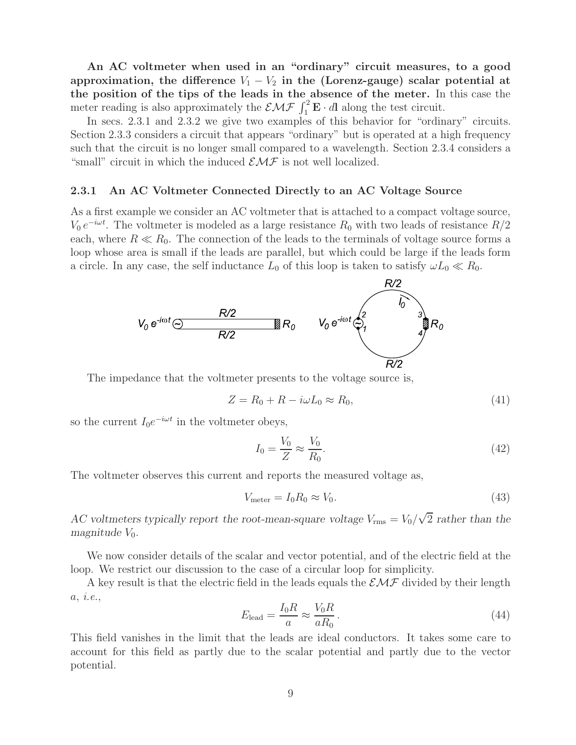**An AC voltmeter when used in an "ordinary" circuit measures, to a good approximation, the difference $V_1 - V_2$ in the (Lorenz-gauge) scalar potential at the position of the tips of the leads in the absence of the meter.** In this case the meter reading is also approximately the $\mathcal{EMF}$ $\int_1^2 \mathbf{E} \cdot d\mathbf{l}$ along the test circuit.

In secs. 2.3.1 and 2.3.2 we give two examples of this behavior for "ordinary" circuits. Section 2.3.3 considers a circuit that appears "ordinary" but is operated at a high frequency such that the circuit is no longer small compared to a wavelength. Section 2.3.4 considers a "small" circuit in which the induced $\mathcal{EMF}$ is not well localized.

### 2.3.1 An AC Voltmeter Connected Directly to an AC Voltage Source

As a first example we consider an AC voltmeter that is attached to a compact voltage source, $V_0\, e^{-i\omega t}$. The voltmeter is modeled as a large resistance $R_0$ with two leads of resistance $R/2$ each, where $R \ll R_0$. The connection of the leads to the terminals of voltage source forms a loop whose area is small if the leads are parallel, but which could be large if the leads form a circle. In any case, the self inductance $L_0$ of this loop is taken to satisfy $\omega L_0 \ll R_0$.

The impedance that the voltmeter presents to the voltage source is,

$$Z = R_0 + R - i\omega L_0 \approx R_0, \tag{41}$$

so the current $I_0 e^{-i\omega t}$ in the voltmeter obeys,

$$I_0 = \frac{V_0}{Z} \approx \frac{V_0}{R_0}. \tag{42}$$

The voltmeter observes this current and reports the measured voltage as,

$$V_{\text{meter}} = I_0 R_0 \approx V_0. \tag{43}$$

*AC voltmeters typically report the root-mean-square voltage $V_{\text{rms}} = V_0/\sqrt{2}$ rather than the magnitude $V_0$.*

We now consider details of the scalar and vector potential, and of the electric field at the loop. We restrict our discussion to the case of a circular loop for simplicity.

A key result is that the electric field in the leads equals the $\mathcal{EMF}$ divided by their length $a$, *i.e.*,

$$E_{\text{lead}} = \frac{I_0 R}{a} \approx \frac{V_0 R}{a R_0}\,. \tag{44}$$

This field vanishes in the limit that the leads are ideal conductors. It takes some care to account for this field as partly due to the scalar potential and partly due to the vector potential.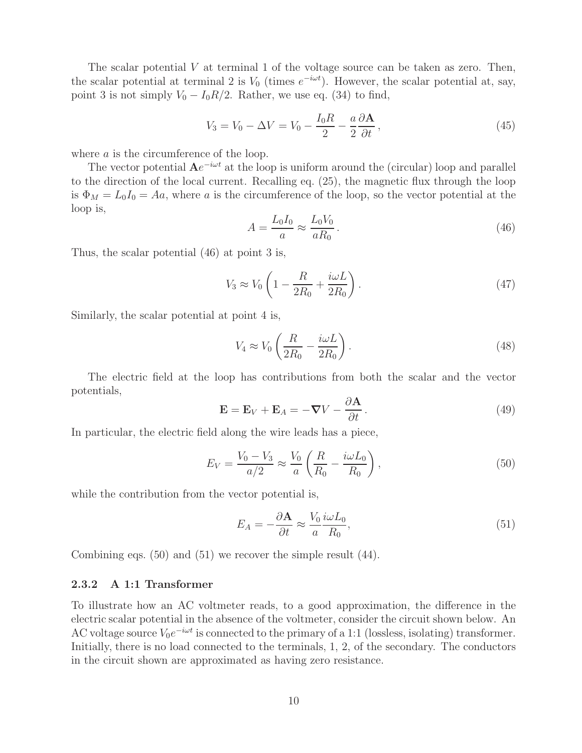The scalar potential $V$ at terminal 1 of the voltage source can be taken as zero. Then, the scalar potential at terminal 2 is $V_0$ (times $e^{-i\omega t}$). However, the scalar potential at, say, point 3 is not simply $V_0 - I_0 R/2$. Rather, we use eq. (34) to find,

$$V_3 = V_0 - \Delta V = V_0 - \frac{I_0 R}{2} - \frac{a}{2} \frac{\partial \mathbf{A}}{\partial t}, \tag{45}$$

where $a$ is the circumference of the loop.

The vector potential $\mathbf{A}e^{-i\omega t}$ at the loop is uniform around the (circular) loop and parallel to the direction of the local current. Recalling eq. (25), the magnetic flux through the loop is $\Phi_M = L_0 I_0 = Aa$, where $a$ is the circumference of the loop, so the vector potential at the loop is,

$$A = \frac{L_0 I_0}{a} \approx \frac{L_0 V_0}{a R_0}. \tag{46}$$

Thus, the scalar potential (46) at point 3 is,

$$V_3 \approx V_0 \left( 1 - \frac{R}{2R_0} + \frac{i\omega L}{2R_0} \right). \tag{47}$$

Similarly, the scalar potential at point 4 is,

$$V_4 \approx V_0 \left( \frac{R}{2R_0} - \frac{i\omega L}{2R_0} \right). \tag{48}$$

The electric field at the loop has contributions from both the scalar and the vector potentials,

$$\mathbf{E} = \mathbf{E}_V + \mathbf{E}_A = -\nabla V - \frac{\partial \mathbf{A}}{\partial t}. \tag{49}$$

In particular, the electric field along the wire leads has a piece,

$$E_V = \frac{V_0 - V_3}{a/2} \approx \frac{V_0}{a} \left( \frac{R}{R_0} - \frac{i\omega L_0}{R_0} \right), \tag{50}$$

while the contribution from the vector potential is,

$$E_A = -\frac{\partial \mathbf{A}}{\partial t} \approx \frac{V_0}{a} \frac{i\omega L_0}{R_0}, \tag{51}$$

Combining eqs. (50) and (51) we recover the simple result (44).

### 2.3.2 A 1:1 Transformer

To illustrate how an AC voltmeter reads, to a good approximation, the difference in the electric scalar potential in the absence of the voltmeter, consider the circuit shown below. An AC voltage source $V_0 e^{-i\omega t}$ is connected to the primary of a 1:1 (lossless, isolating) transformer. Initially, there is no load connected to the terminals, 1, 2, of the secondary. The conductors in the circuit shown are approximated as having zero resistance.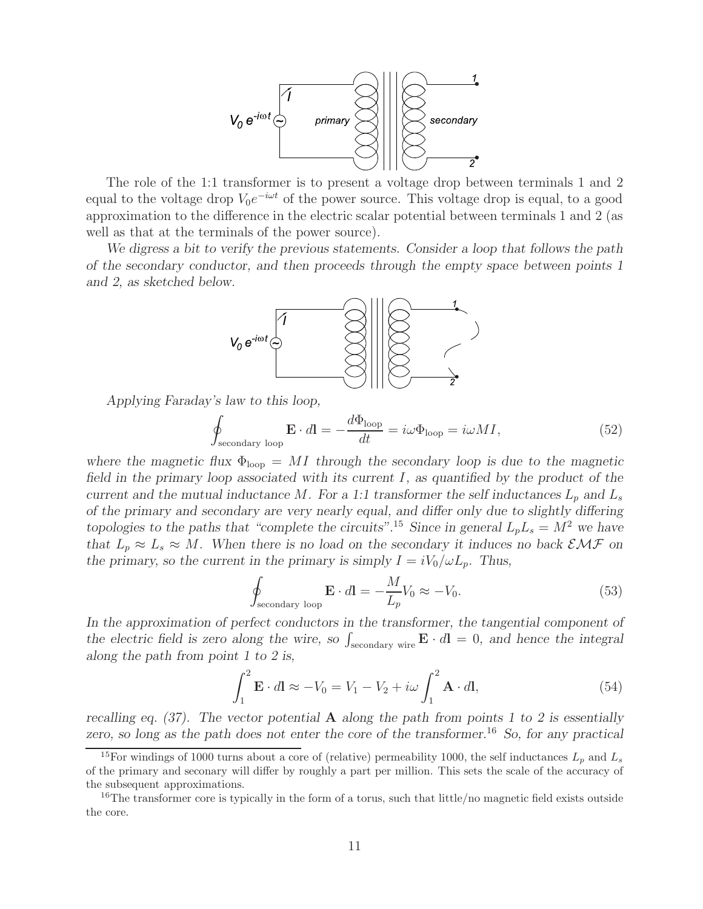The role of the 1:1 transformer is to present a voltage drop between terminals 1 and 2 equal to the voltage drop $V_0 e^{-i\omega t}$ of the power source. This voltage drop is equal, to a good approximation to the difference in the electric scalar potential between terminals 1 and 2 (as well as that at the terminals of the power source).

*We digress a bit to verify the previous statements. Consider a loop that follows the path of the secondary conductor, and then proceeds through the empty space between points 1 and 2, as sketched below.*

*Applying Faraday's law to this loop,*

$$\oint_{\text{secondary loop}} \mathbf{E} \cdot d\mathbf{l} = -\frac{d\Phi_{\text{loop}}}{dt} = i\omega\Phi_{\text{loop}} = i\omega MI, \tag{52}$$

*where the magnetic flux $\Phi_{\text{loop}} = MI$ through the secondary loop is due to the magnetic field in the primary loop associated with its current $I$, as quantified by the product of the current and the mutual inductance $M$. For a 1:1 transformer the self inductances $L_p$ and $L_s$ of the primary and secondary are very nearly equal, and differ only due to slightly differing topologies to the paths that "complete the circuits".[15] Since in general $L_p L_s = M^2$ we have that $L_p \approx L_s \approx M$. When there is no load on the secondary it induces no back $\mathcal{EMF}$ on the primary, so the current in the primary is simply $I = iV_0/\omega L_p$. Thus,*

$$\oint_{\text{secondary loop}} \mathbf{E} \cdot d\mathbf{l} = -\frac{M}{L_p} V_0 \approx -V_0. \tag{53}$$

*In the approximation of perfect conductors in the transformer, the tangential component of the electric field is zero along the wire, so $\int_{\text{secondary wire}} \mathbf{E} \cdot d\mathbf{l} = 0$, and hence the integral along the path from point 1 to 2 is,*

$$\int_1^2 \mathbf{E} \cdot d\mathbf{l} \approx -V_0 = V_1 - V_2 + i\omega \int_1^2 \mathbf{A} \cdot d\mathbf{l}, \tag{54}$$

*recalling eq. (37). The vector potential $\mathbf{A}$ along the path from points 1 to 2 is essentially zero, so long as the path does not enter the core of the transformer.[16] So, for any practical*

[15] For windings of 1000 turns about a core of (relative) permeability 1000, the self inductances $L_p$ and $L_s$ of the primary and seconary will differ by roughly a part per million. This sets the scale of the accuracy of the subsequent approximations.

[16] The transformer core is typically in the form of a torus, such that little/no magnetic field exists outside the core.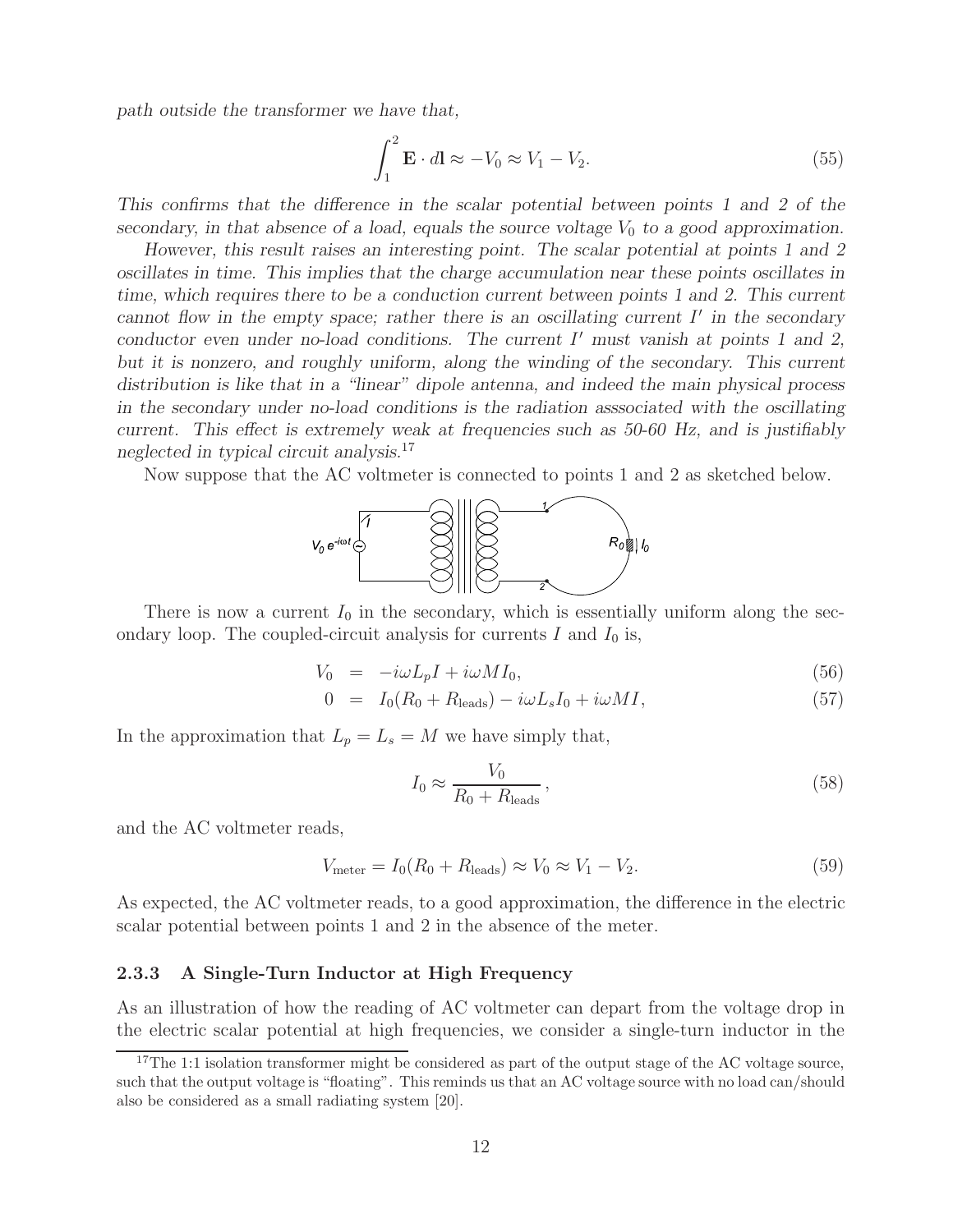*path outside the transformer we have that,*

$$\int_1^2 \mathbf{E} \cdot d\mathbf{l} \approx -V_0 \approx V_1 - V_2. \tag{55}$$

*This confirms that the difference in the scalar potential between points 1 and 2 of the secondary, in that absence of a load, equals the source voltage $V_0$ to a good approximation.*

*However, this result raises an interesting point. The scalar potential at points 1 and 2 oscillates in time. This implies that the charge accumulation near these points oscillates in time, which requires there to be a conduction current between points 1 and 2. This current cannot flow in the empty space; rather there is an oscillating current $I'$ in the secondary conductor even under no-load conditions. The current $I'$ must vanish at points 1 and 2, but it is nonzero, and roughly uniform, along the winding of the secondary. This current distribution is like that in a "linear" dipole antenna, and indeed the main physical process in the secondary under no-load conditions is the radiation asssociated with the oscillating current. This effect is extremely weak at frequencies such as 50-60 Hz, and is justifiably neglected in typical circuit analysis.*[17]

Now suppose that the AC voltmeter is connected to points 1 and 2 as sketched below.

There is now a current $I_0$ in the secondary, which is essentially uniform along the secondary loop. The coupled-circuit analysis for currents $I$ and $I_0$ is,

$$V_0 = -i\omega L_p I + i\omega M I_0, \tag{56}$$

$$0 = I_0(R_0 + R_{\text{leads}}) - i\omega L_s I_0 + i\omega M I, \tag{57}$$

In the approximation that $L_p = L_s = M$ we have simply that,

$$I_0 \approx \frac{V_0}{R_0 + R_{\text{leads}}}, \tag{58}$$

and the AC voltmeter reads,

$$V_{\text{meter}} = I_0(R_0 + R_{\text{leads}}) \approx V_0 \approx V_1 - V_2. \tag{59}$$

As expected, the AC voltmeter reads, to a good approximation, the difference in the electric scalar potential between points 1 and 2 in the absence of the meter.

### 2.3.3 A Single-Turn Inductor at High Frequency

As an illustration of how the reading of AC voltmeter can depart from the voltage drop in the electric scalar potential at high frequencies, we consider a single-turn inductor in the

[17] The 1:1 isolation transformer might be considered as part of the output stage of the AC voltage source, such that the output voltage is "floating". This reminds us that an AC voltage source with no load can/should also be considered as a small radiating system [20].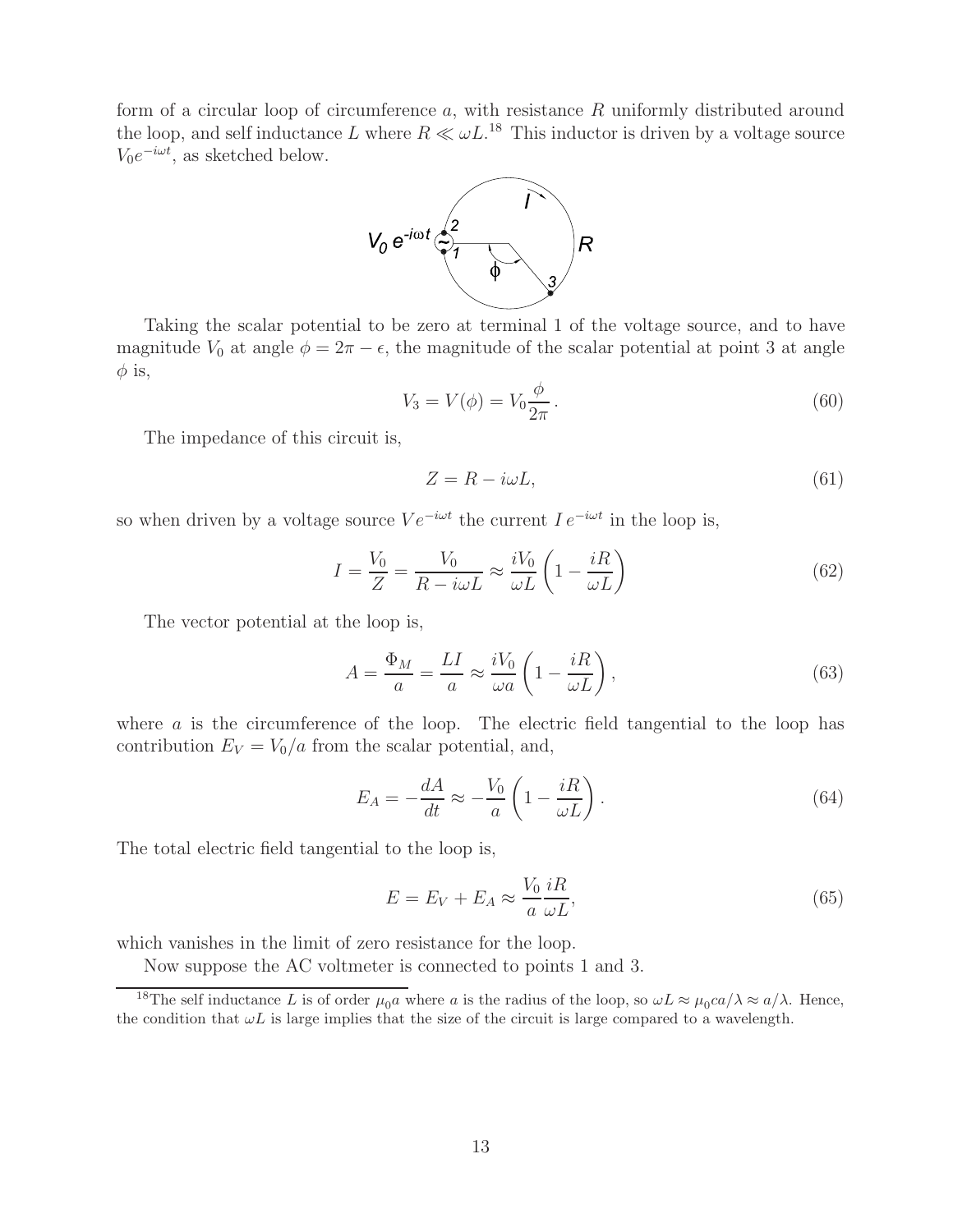form of a circular loop of circumference $a$, with resistance $R$ uniformly distributed around the loop, and self inductance $L$ where $R \ll \omega L$.[18] This inductor is driven by a voltage source $V_0 e^{-i\omega t}$, as sketched below.

Taking the scalar potential to be zero at terminal 1 of the voltage source, and to have magnitude $V_0$ at angle $\phi = 2\pi - \epsilon$, the magnitude of the scalar potential at point 3 at angle $\phi$ is,

$$V_3 = V(\phi) = V_0 \frac{\phi}{2\pi}. \tag{60}$$

The impedance of this circuit is,

$$Z = R - i\omega L, \tag{61}$$

so when driven by a voltage source $V e^{-i\omega t}$ the current $I\, e^{-i\omega t}$ in the loop is,

$$I = \frac{V_0}{Z} = \frac{V_0}{R - i\omega L} \approx \frac{iV_0}{\omega L}\left(1 - \frac{iR}{\omega L}\right) \tag{62}$$

The vector potential at the loop is,

$$A = \frac{\Phi_M}{a} = \frac{LI}{a} \approx \frac{iV_0}{\omega a}\left(1 - \frac{iR}{\omega L}\right), \tag{63}$$

where $a$ is the circumference of the loop. The electric field tangential to the loop has contribution $E_V = V_0/a$ from the scalar potential, and,

$$E_A = -\frac{dA}{dt} \approx -\frac{V_0}{a}\left(1 - \frac{iR}{\omega L}\right). \tag{64}$$

The total electric field tangential to the loop is,

$$E = E_V + E_A \approx \frac{V_0}{a}\frac{iR}{\omega L}, \tag{65}$$

which vanishes in the limit of zero resistance for the loop.

Now suppose the AC voltmeter is connected to points 1 and 3.

[18] The self inductance $L$ is of order $\mu_0 a$ where $a$ is the radius of the loop, so $\omega L \approx \mu_0 ca/\lambda \approx a/\lambda$. Hence, the condition that $\omega L$ is large implies that the size of the circuit is large compared to a wavelength.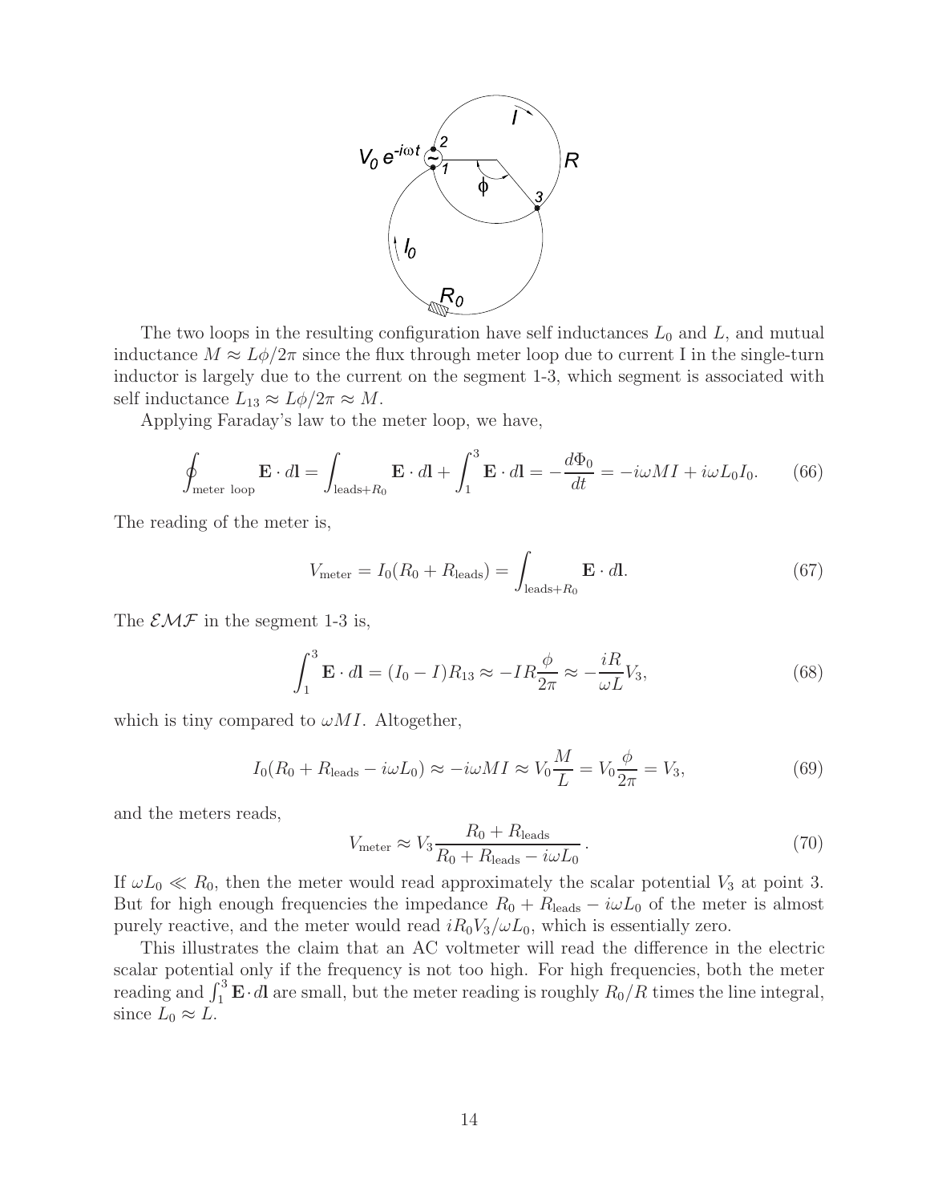The two loops in the resulting configuration have self inductances $L_0$ and $L$, and mutual inductance $M \approx L\phi/2\pi$ since the flux through meter loop due to current I in the single-turn inductor is largely due to the current on the segment 1-3, which segment is associated with self inductance $L_{13} \approx L\phi/2\pi \approx M$.

Applying Faraday's law to the meter loop, we have,

$$\oint_{\text{meter loop}} \mathbf{E} \cdot d\mathbf{l} = \int_{\text{leads}+R_0} \mathbf{E} \cdot d\mathbf{l} + \int_1^3 \mathbf{E} \cdot d\mathbf{l} = -\frac{d\Phi_0}{dt} = -i\omega MI + i\omega L_0 I_0. \tag{66}$$

The reading of the meter is,

$$V_{\text{meter}} = I_0(R_0 + R_{\text{leads}}) = \int_{\text{leads}+R_0} \mathbf{E} \cdot d\mathbf{l}. \tag{67}$$

The $\mathcal{EMF}$ in the segment 1-3 is,

$$\int_1^3 \mathbf{E} \cdot d\mathbf{l} = (I_0 - I)R_{13} \approx -IR\frac{\phi}{2\pi} \approx -\frac{iR}{\omega L}V_3, \tag{68}$$

which is tiny compared to $\omega MI$. Altogether,

$$I_0(R_0 + R_{\text{leads}} - i\omega L_0) \approx -i\omega MI \approx V_0\frac{M}{L} = V_0\frac{\phi}{2\pi} = V_3, \tag{69}$$

and the meters reads,

$$V_{\text{meter}} \approx V_3 \frac{R_0 + R_{\text{leads}}}{R_0 + R_{\text{leads}} - i\omega L_0}\,. \tag{70}$$

If $\omega L_0 \ll R_0$, then the meter would read approximately the scalar potential $V_3$ at point 3. But for high enough frequencies the impedance $R_0 + R_{\text{leads}} - i\omega L_0$ of the meter is almost purely reactive, and the meter would read $iR_0V_3/\omega L_0$, which is essentially zero.

This illustrates the claim that an AC voltmeter will read the difference in the electric scalar potential only if the frequency is not too high. For high frequencies, both the meter reading and $\int_1^3 \mathbf{E} \cdot d\mathbf{l}$ are small, but the meter reading is roughly $R_0/R$ times the line integral, since $L_0 \approx L$.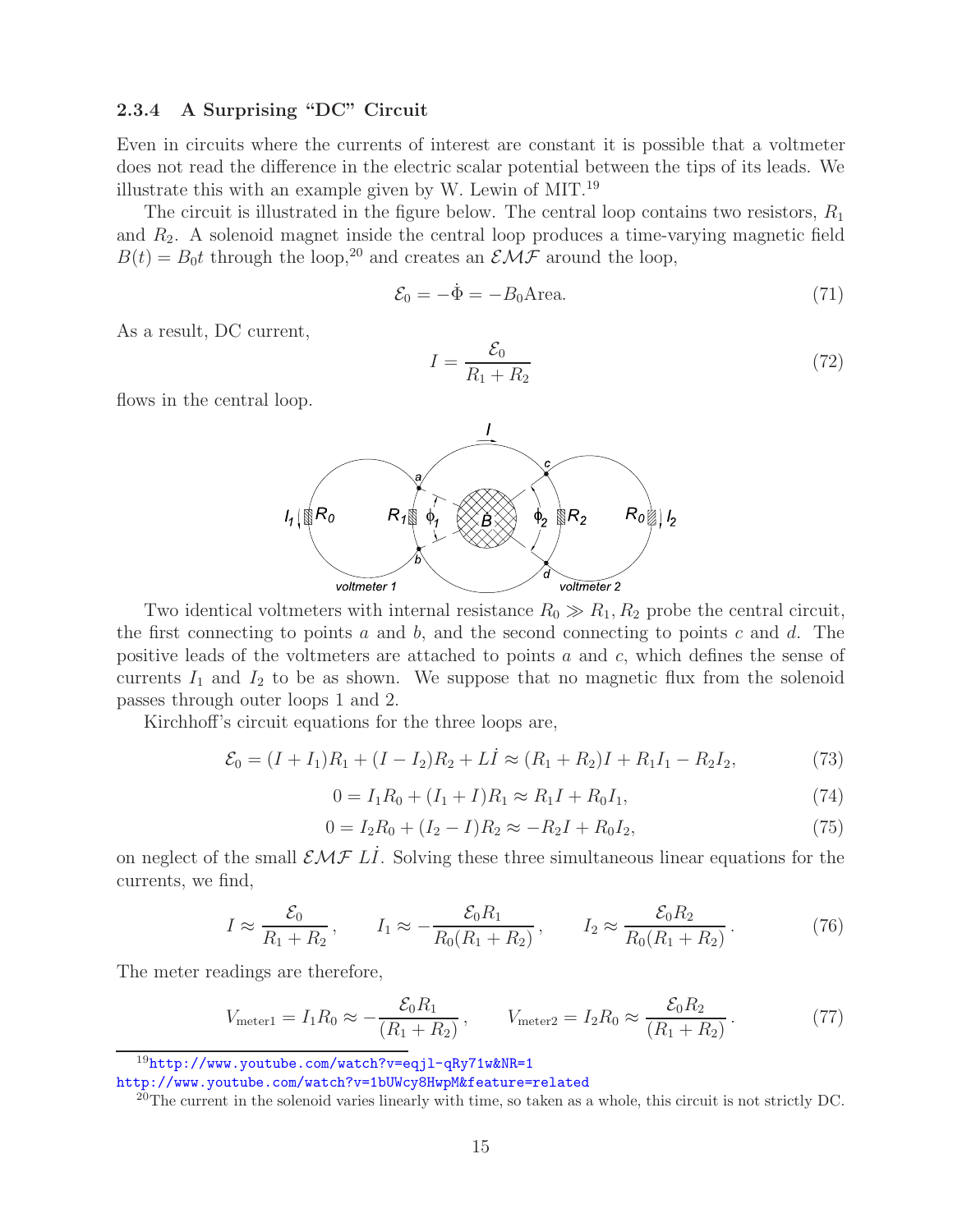### 2.3.4 A Surprising "DC" Circuit

Even in circuits where the currents of interest are constant it is possible that a voltmeter does not read the difference in the electric scalar potential between the tips of its leads. We illustrate this with an example given by W. Lewin of MIT.[19]

The circuit is illustrated in the figure below. The central loop contains two resistors, $R_1$ and $R_2$. A solenoid magnet inside the central loop produces a time-varying magnetic field $B(t) = B_0 t$ through the loop,[20] and creates an $\mathcal{EMF}$ around the loop,

$$\mathcal{E}_0 = -\dot{\Phi} = -B_0 \text{Area}. \tag{71}$$

As a result, DC current,

$$I = \frac{\mathcal{E}_0}{R_1 + R_2} \tag{72}$$

flows in the central loop.

Two identical voltmeters with internal resistance $R_0 \gg R_1, R_2$ probe the central circuit, the first connecting to points $a$ and $b$, and the second connecting to points $c$ and $d$. The positive leads of the voltmeters are attached to points $a$ and $c$, which defines the sense of currents $I_1$ and $I_2$ to be as shown. We suppose that no magnetic flux from the solenoid passes through outer loops 1 and 2.

Kirchhoff's circuit equations for the three loops are,

$$\mathcal{E}_0 = (I + I_1)R_1 + (I - I_2)R_2 + L\dot{I} \approx (R_1 + R_2)I + R_1 I_1 - R_2 I_2, \tag{73}$$

$$0 = I_1 R_0 + (I_1 + I)R_1 \approx R_1 I + R_0 I_1, \tag{74}$$

$$0 = I_2 R_0 + (I_2 - I)R_2 \approx -R_2 I + R_0 I_2, \tag{75}$$

on neglect of the small $\mathcal{EMF}$ $L\dot{I}$. Solving these three simultaneous linear equations for the currents, we find,

$$I \approx \frac{\mathcal{E}_0}{R_1 + R_2}, \qquad I_1 \approx -\frac{\mathcal{E}_0 R_1}{R_0(R_1 + R_2)}, \qquad I_2 \approx \frac{\mathcal{E}_0 R_2}{R_0(R_1 + R_2)}. \tag{76}$$

The meter readings are therefore,

$$V_{\text{meter1}} = I_1 R_0 \approx -\frac{\mathcal{E}_0 R_1}{(R_1 + R_2)}, \qquad V_{\text{meter2}} = I_2 R_0 \approx \frac{\mathcal{E}_0 R_2}{(R_1 + R_2)}. \tag{77}$$

---

[19] http://www.youtube.com/watch?v=eqjl-qRy71w&NR=1
http://www.youtube.com/watch?v=1bUWcy8HwpM&feature=related

[20] The current in the solenoid varies linearly with time, so taken as a whole, this circuit is not strictly DC.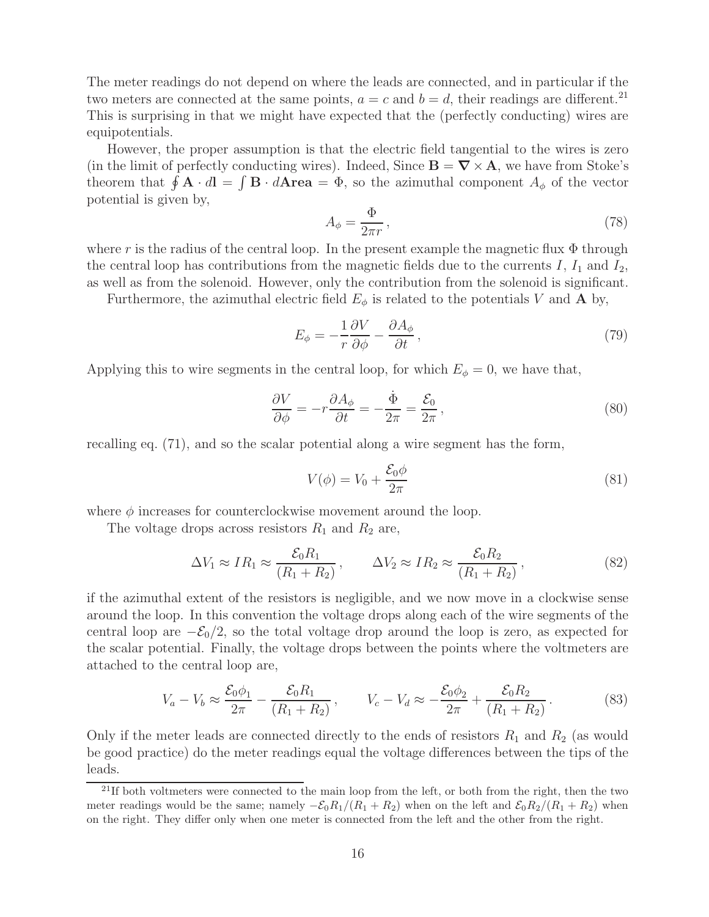The meter readings do not depend on where the leads are connected, and in particular if the two meters are connected at the same points, $a = c$ and $b = d$, their readings are different.[21] This is surprising in that we might have expected that the (perfectly conducting) wires are equipotentials.

However, the proper assumption is that the electric field tangential to the wires is zero (in the limit of perfectly conducting wires). Indeed, Since $\mathbf{B} = \boldsymbol{\nabla} \times \mathbf{A}$, we have from Stoke's theorem that $\oint \mathbf{A} \cdot d\mathbf{l} = \int \mathbf{B} \cdot d\mathbf{Area} = \Phi$, so the azimuthal component $A_\phi$ of the vector potential is given by,

$$A_\phi = \frac{\Phi}{2\pi r}\,, \tag{78}$$

where $r$ is the radius of the central loop. In the present example the magnetic flux $\Phi$ through the central loop has contributions from the magnetic fields due to the currents $I$, $I_1$ and $I_2$, as well as from the solenoid. However, only the contribution from the solenoid is significant.

Furthermore, the azimuthal electric field $E_\phi$ is related to the potentials $V$ and $\mathbf{A}$ by,

$$E_\phi = -\frac{1}{r}\frac{\partial V}{\partial \phi} - \frac{\partial A_\phi}{\partial t}\,, \tag{79}$$

Applying this to wire segments in the central loop, for which $E_\phi = 0$, we have that,

$$\frac{\partial V}{\partial \phi} = -r\frac{\partial A_\phi}{\partial t} = -\frac{\dot{\Phi}}{2\pi} = \frac{\mathcal{E}_0}{2\pi}\,, \tag{80}$$

recalling eq. (71), and so the scalar potential along a wire segment has the form,

$$V(\phi) = V_0 + \frac{\mathcal{E}_0 \phi}{2\pi} \tag{81}$$

where $\phi$ increases for counterclockwise movement around the loop.

The voltage drops across resistors $R_1$ and $R_2$ are,

$$\Delta V_1 \approx I R_1 \approx \frac{\mathcal{E}_0 R_1}{(R_1 + R_2)}\,, \qquad \Delta V_2 \approx I R_2 \approx \frac{\mathcal{E}_0 R_2}{(R_1 + R_2)}\,, \tag{82}$$

if the azimuthal extent of the resistors is negligible, and we now move in a clockwise sense around the loop. In this convention the voltage drops along each of the wire segments of the central loop are $-\mathcal{E}_0/2$, so the total voltage drop around the loop is zero, as expected for the scalar potential. Finally, the voltage drops between the points where the voltmeters are attached to the central loop are,

$$V_a - V_b \approx \frac{\mathcal{E}_0 \phi_1}{2\pi} - \frac{\mathcal{E}_0 R_1}{(R_1 + R_2)}\,, \qquad V_c - V_d \approx -\frac{\mathcal{E}_0 \phi_2}{2\pi} + \frac{\mathcal{E}_0 R_2}{(R_1 + R_2)}\,. \tag{83}$$

Only if the meter leads are connected directly to the ends of resistors $R_1$ and $R_2$ (as would be good practice) do the meter readings equal the voltage differences between the tips of the leads.

[21] If both voltmeters were connected to the main loop from the left, or both from the right, then the two meter readings would be the same; namely $-\mathcal{E}_0 R_1/(R_1 + R_2)$ when on the left and $\mathcal{E}_0 R_2/(R_1 + R_2)$ when on the right. They differ only when one meter is connected from the left and the other from the right.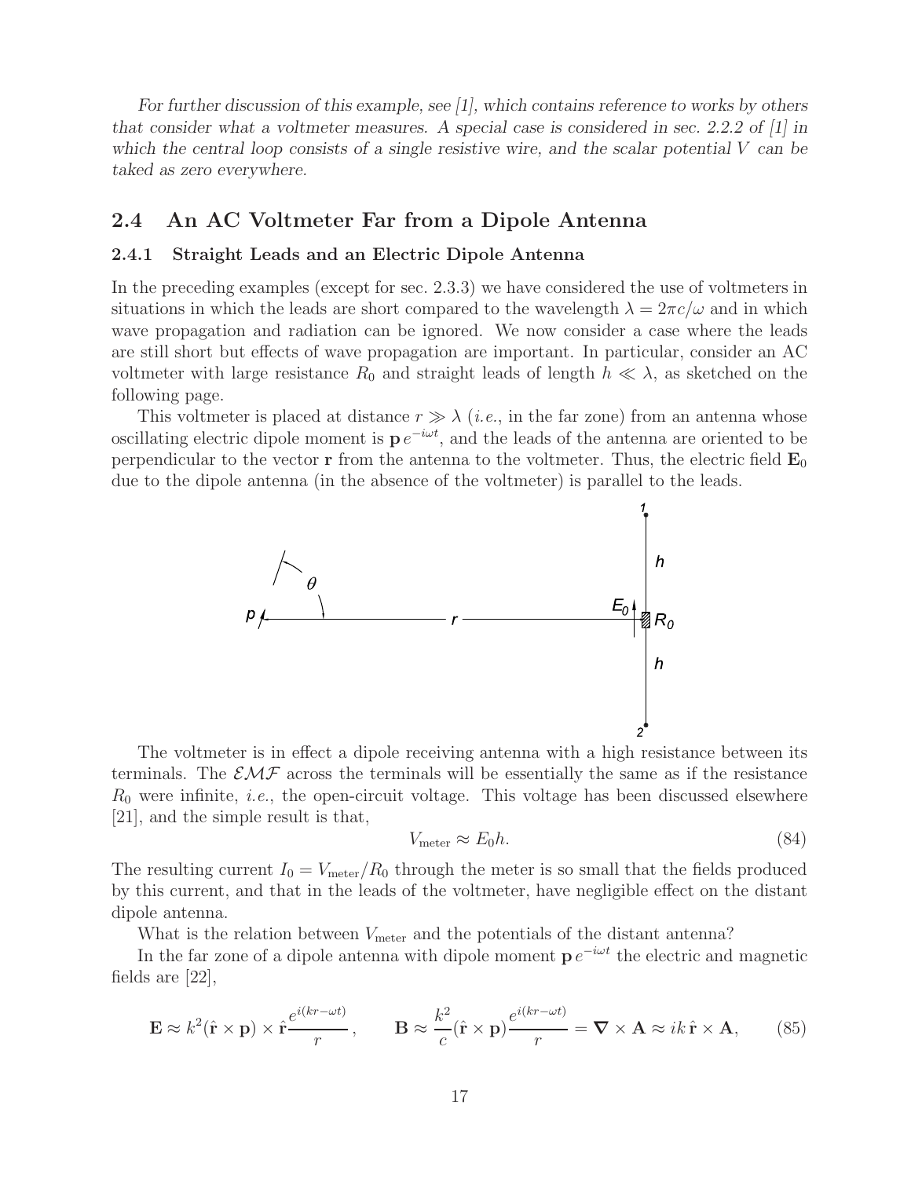*For further discussion of this example, see [1], which contains reference to works by others that consider what a voltmeter measures. A special case is considered in sec. 2.2.2 of [1] in which the central loop consists of a single resistive wire, and the scalar potential $V$ can be taked as zero everywhere.*

## 2.4 An AC Voltmeter Far from a Dipole Antenna

### 2.4.1 Straight Leads and an Electric Dipole Antenna

In the preceding examples (except for sec. 2.3.3) we have considered the use of voltmeters in situations in which the leads are short compared to the wavelength $\lambda = 2\pi c/\omega$ and in which wave propagation and radiation can be ignored. We now consider a case where the leads are still short but effects of wave propagation are important. In particular, consider an AC voltmeter with large resistance $R_0$ and straight leads of length $h \ll \lambda$, as sketched on the following page.

This voltmeter is placed at distance $r \gg \lambda$ (*i.e.*, in the far zone) from an antenna whose oscillating electric dipole moment is $\mathbf{p}\, e^{-i\omega t}$, and the leads of the antenna are oriented to be perpendicular to the vector $\mathbf{r}$ from the antenna to the voltmeter. Thus, the electric field $\mathbf{E}_0$ due to the dipole antenna (in the absence of the voltmeter) is parallel to the leads.

The voltmeter is in effect a dipole receiving antenna with a high resistance between its terminals. The $\mathcal{EMF}$ across the terminals will be essentially the same as if the resistance $R_0$ were infinite, *i.e.*, the open-circuit voltage. This voltage has been discussed elsewhere [21], and the simple result is that,

$$V_{\rm meter} \approx E_0 h. \tag{84}$$

The resulting current $I_0 = V_{\rm meter}/R_0$ through the meter is so small that the fields produced by this current, and that in the leads of the voltmeter, have negligible effect on the distant dipole antenna.

What is the relation between $V_{\rm meter}$ and the potentials of the distant antenna?

In the far zone of a dipole antenna with dipole moment $\mathbf{p}\, e^{-i\omega t}$ the electric and magnetic fields are [22],

$$\mathbf{E} \approx k^2 (\hat{\mathbf{r}} \times \mathbf{p}) \times \hat{\mathbf{r}} \frac{e^{i(kr-\omega t)}}{r}, \qquad \mathbf{B} \approx \frac{k^2}{c} (\hat{\mathbf{r}} \times \mathbf{p}) \frac{e^{i(kr-\omega t)}}{r} = \boldsymbol{\nabla} \times \mathbf{A} \approx ik\, \hat{\mathbf{r}} \times \mathbf{A}, \tag{85}$$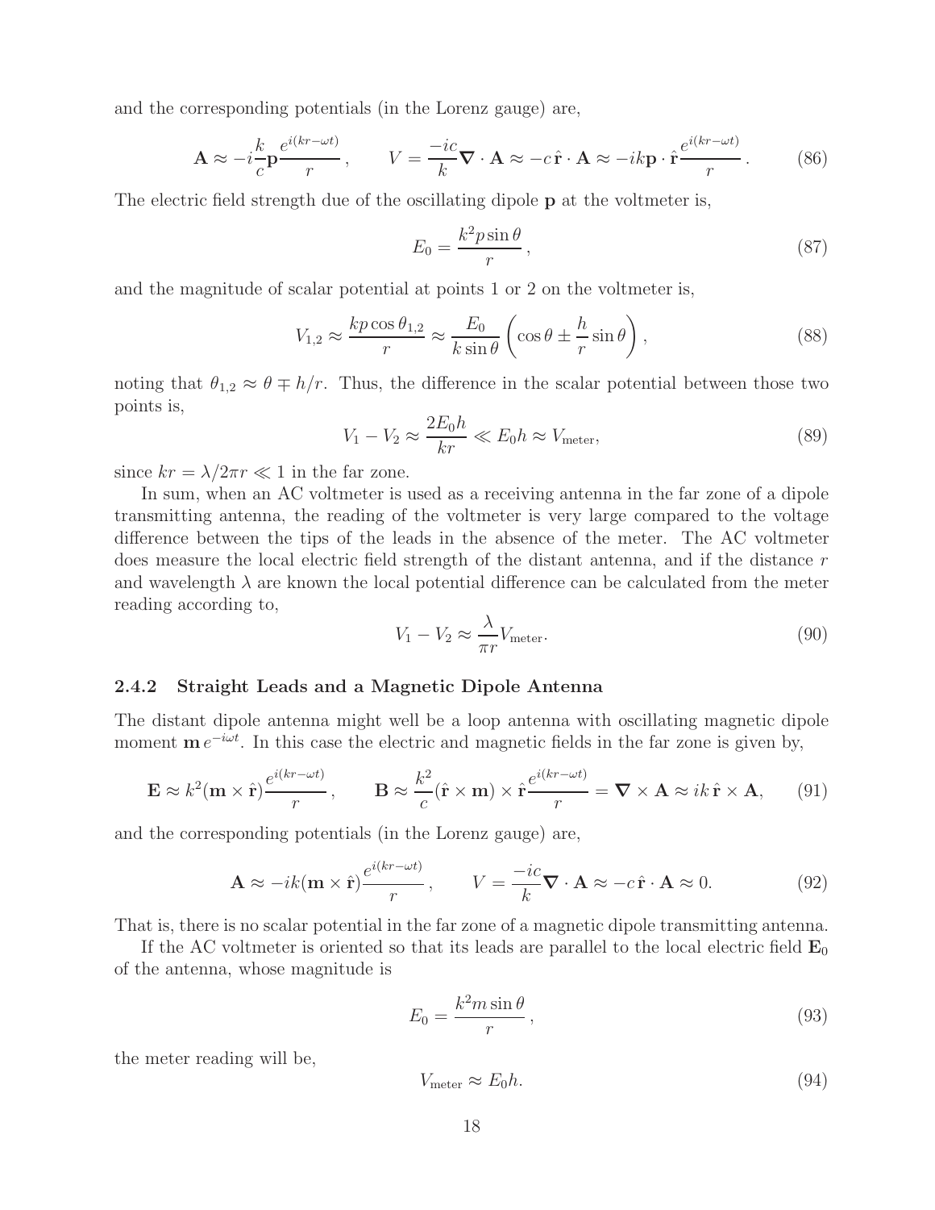and the corresponding potentials (in the Lorenz gauge) are,

$$\mathbf{A} \approx -i\frac{k}{c}\mathbf{p}\frac{e^{i(kr-\omega t)}}{r}, \qquad V = \frac{-ic}{k}\boldsymbol{\nabla}\cdot\mathbf{A} \approx -c\,\hat{\mathbf{r}}\cdot\mathbf{A} \approx -ik\mathbf{p}\cdot\hat{\mathbf{r}}\frac{e^{i(kr-\omega t)}}{r}. \tag{86}$$

The electric field strength due of the oscillating dipole $\mathbf{p}$ at the voltmeter is,

$$E_0 = \frac{k^2 p \sin\theta}{r}, \tag{87}$$

and the magnitude of scalar potential at points 1 or 2 on the voltmeter is,

$$V_{1,2} \approx \frac{kp\cos\theta_{1,2}}{r} \approx \frac{E_0}{k\sin\theta}\left(\cos\theta \pm \frac{h}{r}\sin\theta\right), \tag{88}$$

noting that $\theta_{1,2} \approx \theta \mp h/r$. Thus, the difference in the scalar potential between those two points is,

$$V_1 - V_2 \approx \frac{2E_0 h}{kr} \ll E_0 h \approx V_{\rm meter}, \tag{89}$$

since $kr = \lambda/2\pi r \ll 1$ in the far zone.

In sum, when an AC voltmeter is used as a receiving antenna in the far zone of a dipole transmitting antenna, the reading of the voltmeter is very large compared to the voltage difference between the tips of the leads in the absence of the meter. The AC voltmeter does measure the local electric field strength of the distant antenna, and if the distance $r$ and wavelength $\lambda$ are known the local potential difference can be calculated from the meter reading according to,

$$V_1 - V_2 \approx \frac{\lambda}{\pi r}V_{\rm meter}. \tag{90}$$

### 2.4.2 Straight Leads and a Magnetic Dipole Antenna

The distant dipole antenna might well be a loop antenna with oscillating magnetic dipole moment $\mathbf{m}\,e^{-i\omega t}$. In this case the electric and magnetic fields in the far zone is given by,

$$\mathbf{E} \approx k^2(\mathbf{m}\times\hat{\mathbf{r}})\frac{e^{i(kr-\omega t)}}{r}, \qquad \mathbf{B} \approx \frac{k^2}{c}(\hat{\mathbf{r}}\times\mathbf{m})\times\hat{\mathbf{r}}\frac{e^{i(kr-\omega t)}}{r} = \boldsymbol{\nabla}\times\mathbf{A} \approx ik\,\hat{\mathbf{r}}\times\mathbf{A}, \tag{91}$$

and the corresponding potentials (in the Lorenz gauge) are,

$$\mathbf{A} \approx -ik(\mathbf{m}\times\hat{\mathbf{r}})\frac{e^{i(kr-\omega t)}}{r}, \qquad V = \frac{-ic}{k}\boldsymbol{\nabla}\cdot\mathbf{A} \approx -c\,\hat{\mathbf{r}}\cdot\mathbf{A} \approx 0. \tag{92}$$

That is, there is no scalar potential in the far zone of a magnetic dipole transmitting antenna.

If the AC voltmeter is oriented so that its leads are parallel to the local electric field $\mathbf{E}_0$ of the antenna, whose magnitude is

$$E_0 = \frac{k^2 m \sin\theta}{r}, \tag{93}$$

the meter reading will be,

$$V_{\rm meter} \approx E_0 h. \tag{94}$$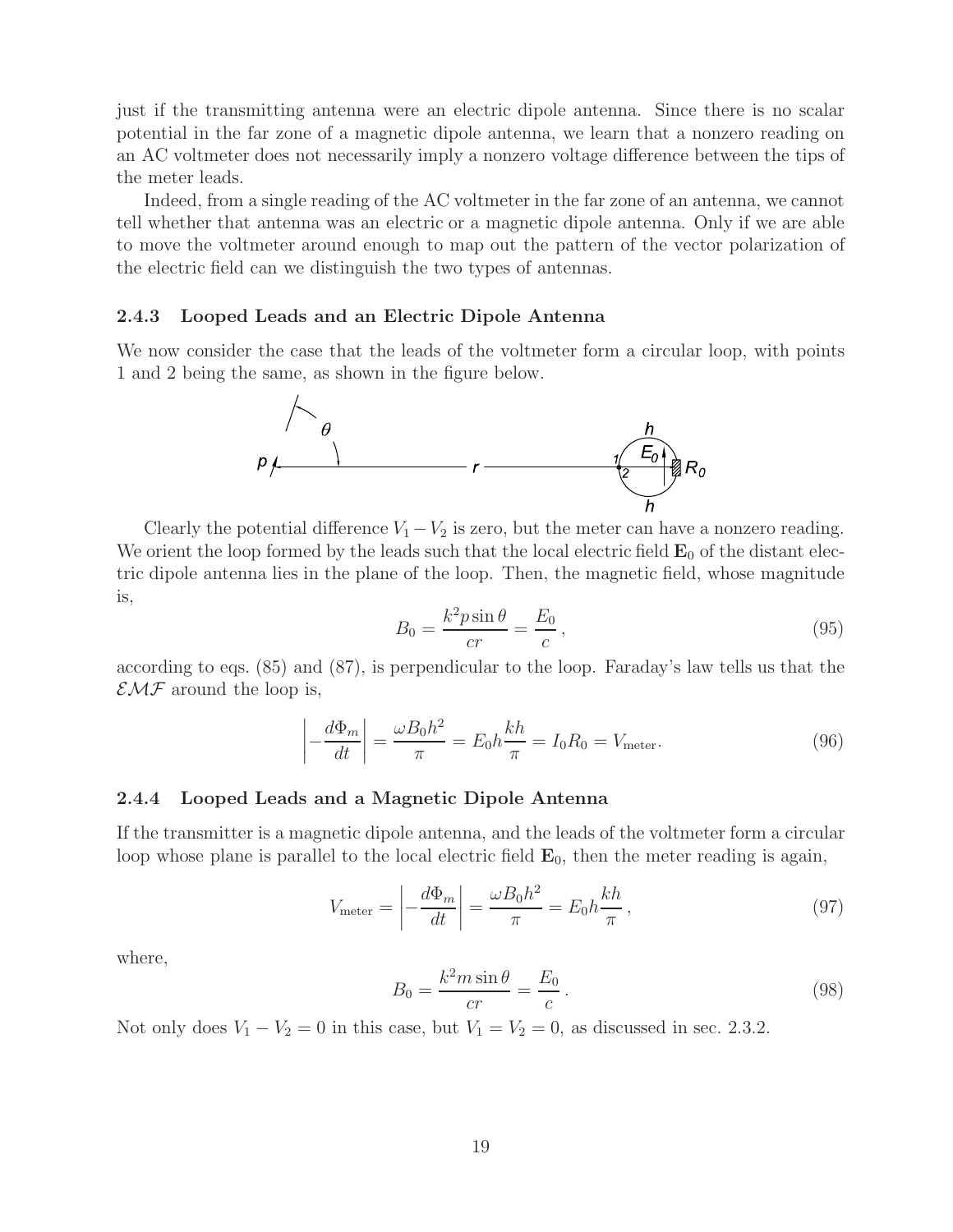just if the transmitting antenna were an electric dipole antenna. Since there is no scalar potential in the far zone of a magnetic dipole antenna, we learn that a nonzero reading on an AC voltmeter does not necessarily imply a nonzero voltage difference between the tips of the meter leads.

Indeed, from a single reading of the AC voltmeter in the far zone of an antenna, we cannot tell whether that antenna was an electric or a magnetic dipole antenna. Only if we are able to move the voltmeter around enough to map out the pattern of the vector polarization of the electric field can we distinguish the two types of antennas.

### 2.4.3 Looped Leads and an Electric Dipole Antenna

We now consider the case that the leads of the voltmeter form a circular loop, with points 1 and 2 being the same, as shown in the figure below.

Clearly the potential difference $V_1 - V_2$ is zero, but the meter can have a nonzero reading. We orient the loop formed by the leads such that the local electric field $\mathbf{E}_0$ of the distant electric dipole antenna lies in the plane of the loop. Then, the magnetic field, whose magnitude is,

$$B_0 = \frac{k^2 p \sin\theta}{cr} = \frac{E_0}{c}, \tag{95}$$

according to eqs. (85) and (87), is perpendicular to the loop. Faraday's law tells us that the $\mathcal{EMF}$ around the loop is,

$$\left| -\frac{d\Phi_m}{dt} \right| = \frac{\omega B_0 h^2}{\pi} = E_0 h \frac{kh}{\pi} = I_0 R_0 = V_{\rm meter}. \tag{96}$$

### 2.4.4 Looped Leads and a Magnetic Dipole Antenna

If the transmitter is a magnetic dipole antenna, and the leads of the voltmeter form a circular loop whose plane is parallel to the local electric field $\mathbf{E}_0$, then the meter reading is again,

$$V_{\rm meter} = \left| -\frac{d\Phi_m}{dt} \right| = \frac{\omega B_0 h^2}{\pi} = E_0 h \frac{kh}{\pi}, \tag{97}$$

where,

$$B_0 = \frac{k^2 m \sin\theta}{cr} = \frac{E_0}{c}. \tag{98}$$

Not only does $V_1 - V_2 = 0$ in this case, but $V_1 = V_2 = 0$, as discussed in sec. 2.3.2.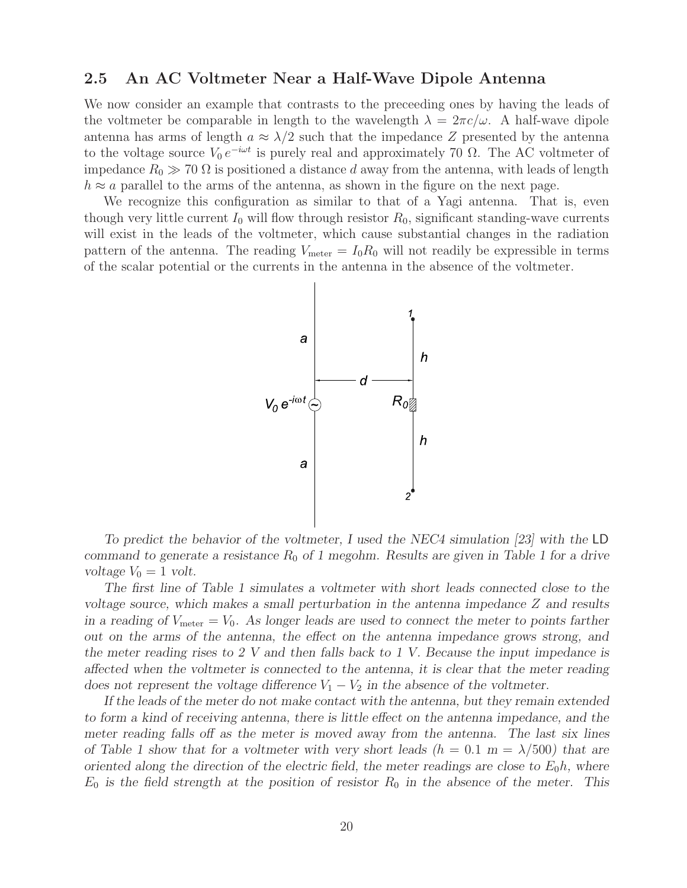## 2.5 An AC Voltmeter Near a Half-Wave Dipole Antenna

We now consider an example that contrasts to the preceeding ones by having the leads of the voltmeter be comparable in length to the wavelength $\lambda = 2\pi c/\omega$. A half-wave dipole antenna has arms of length $a \approx \lambda/2$ such that the impedance $Z$ presented by the antenna to the voltage source $V_0\, e^{-i\omega t}$ is purely real and approximately 70 $\Omega$. The AC voltmeter of impedance $R_0 \gg 70\ \Omega$ is positioned a distance $d$ away from the antenna, with leads of length $h \approx a$ parallel to the arms of the antenna, as shown in the figure on the next page.

We recognize this configuration as similar to that of a Yagi antenna. That is, even though very little current $I_0$ will flow through resistor $R_0$, significant standing-wave currents will exist in the leads of the voltmeter, which cause substantial changes in the radiation pattern of the antenna. The reading $V_{\rm meter} = I_0 R_0$ will not readily be expressible in terms of the scalar potential or the currents in the antenna in the absence of the voltmeter.

*To predict the behavior of the voltmeter, I used the NEC4 simulation [23] with the* LD *command to generate a resistance $R_0$ of 1 megohm. Results are given in Table 1 for a drive voltage $V_0 = 1$ volt.*

*The first line of Table 1 simulates a voltmeter with short leads connected close to the voltage source, which makes a small perturbation in the antenna impedance $Z$ and results in a reading of $V_{\rm meter} = V_0$. As longer leads are used to connect the meter to points farther out on the arms of the antenna, the effect on the antenna impedance grows strong, and the meter reading rises to 2 V and then falls back to 1 V. Because the input impedance is affected when the voltmeter is connected to the antenna, it is clear that the meter reading does not represent the voltage difference $V_1 - V_2$ in the absence of the voltmeter.*

*If the leads of the meter do not make contact with the antenna, but they remain extended to form a kind of receiving antenna, there is little effect on the antenna impedance, and the meter reading falls off as the meter is moved away from the antenna. The last six lines of Table 1 show that for a voltmeter with very short leads ($h = 0.1$ m $= \lambda/500$) that are oriented along the direction of the electric field, the meter readings are close to $E_0 h$, where $E_0$ is the field strength at the position of resistor $R_0$ in the absence of the meter. This*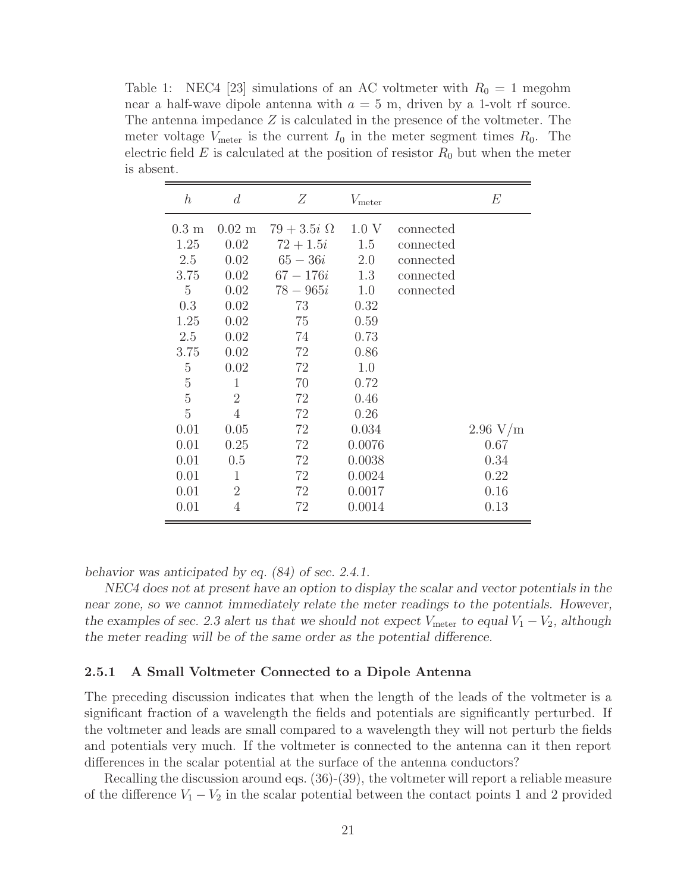Table 1: NEC4 [23] simulations of an AC voltmeter with $R_0 = 1$ megohm near a half-wave dipole antenna with $a = 5$ m, driven by a 1-volt rf source. The antenna impedance $Z$ is calculated in the presence of the voltmeter. The meter voltage $V_{\rm meter}$ is the current $I_0$ in the meter segment times $R_0$. The electric field $E$ is calculated at the position of resistor $R_0$ but when the meter is absent.

| $h$ | $d$ | $Z$ | $V_{\rm meter}$ | | $E$ |
|---|---|---|---|---|---|
| 0.3 m | 0.02 m | $79 + 3.5i$ Ω | 1.0 V | connected | |
| 1.25 | 0.02 | $72 + 1.5i$ | 1.5 | connected | |
| 2.5 | 0.02 | $65 - 36i$ | 2.0 | connected | |
| 3.75 | 0.02 | $67 - 176i$ | 1.3 | connected | |
| 5 | 0.02 | $78 - 965i$ | 1.0 | connected | |
| 0.3 | 0.02 | 73 | 0.32 | | |
| 1.25 | 0.02 | 75 | 0.59 | | |
| 2.5 | 0.02 | 74 | 0.73 | | |
| 3.75 | 0.02 | 72 | 0.86 | | |
| 5 | 0.02 | 72 | 1.0 | | |
| 5 | 1 | 70 | 0.72 | | |
| 5 | 2 | 72 | 0.46 | | |
| 5 | 4 | 72 | 0.26 | | |
| 0.01 | 0.05 | 72 | 0.034 | | 2.96 V/m |
| 0.01 | 0.25 | 72 | 0.0076 | | 0.67 |
| 0.01 | 0.5 | 72 | 0.0038 | | 0.34 |
| 0.01 | 1 | 72 | 0.0024 | | 0.22 |
| 0.01 | 2 | 72 | 0.0017 | | 0.16 |
| 0.01 | 4 | 72 | 0.0014 | | 0.13 |

*behavior was anticipated by eq. (84) of sec. 2.4.1.*

*NEC4 does not at present have an option to display the scalar and vector potentials in the near zone, so we cannot immediately relate the meter readings to the potentials. However, the examples of sec. 2.3 alert us that we should not expect $V_{\rm meter}$ to equal $V_1 - V_2$, although the meter reading will be of the same order as the potential difference.*

### 2.5.1 A Small Voltmeter Connected to a Dipole Antenna

The preceding discussion indicates that when the length of the leads of the voltmeter is a significant fraction of a wavelength the fields and potentials are significantly perturbed. If the voltmeter and leads are small compared to a wavelength they will not perturb the fields and potentials very much. If the voltmeter is connected to the antenna can it then report differences in the scalar potential at the surface of the antenna conductors?

Recalling the discussion around eqs. (36)-(39), the voltmeter will report a reliable measure of the difference $V_1 - V_2$ in the scalar potential between the contact points 1 and 2 provided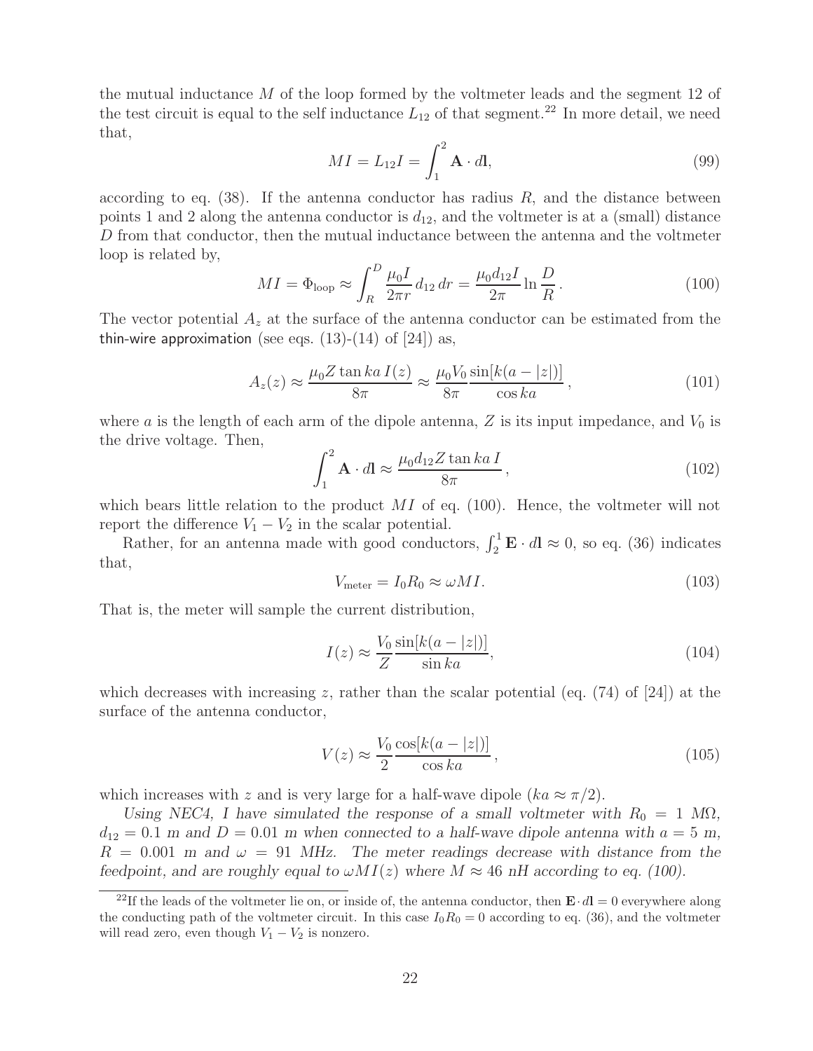the mutual inductance $M$ of the loop formed by the voltmeter leads and the segment 12 of the test circuit is equal to the self inductance $L_{12}$ of that segment.[22] In more detail, we need that,

$$MI = L_{12}I = \int_1^2 \mathbf{A} \cdot d\mathbf{l}, \tag{99}$$

according to eq. (38). If the antenna conductor has radius $R$, and the distance between points 1 and 2 along the antenna conductor is $d_{12}$, and the voltmeter is at a (small) distance $D$ from that conductor, then the mutual inductance between the antenna and the voltmeter loop is related by,

$$MI = \Phi_{\rm loop} \approx \int_R^D \frac{\mu_0 I}{2\pi r}\, d_{12}\, dr = \frac{\mu_0 d_{12} I}{2\pi} \ln\frac{D}{R}\,. \tag{100}$$

The vector potential $A_z$ at the surface of the antenna conductor can be estimated from the thin-wire approximation (see eqs. (13)-(14) of [24]) as,

$$A_z(z) \approx \frac{\mu_0 Z \tan ka\, I(z)}{8\pi} \approx \frac{\mu_0 V_0}{8\pi}\frac{\sin[k(a-|z|)]}{\cos ka}\,, \tag{101}$$

where $a$ is the length of each arm of the dipole antenna, $Z$ is its input impedance, and $V_0$ is the drive voltage. Then,

$$\int_1^2 \mathbf{A} \cdot d\mathbf{l} \approx \frac{\mu_0 d_{12} Z \tan ka\, I}{8\pi}\,, \tag{102}$$

which bears little relation to the product $MI$ of eq. (100). Hence, the voltmeter will not report the difference $V_1 - V_2$ in the scalar potential.

Rather, for an antenna made with good conductors, $\int_2^1 \mathbf{E} \cdot d\mathbf{l} \approx 0$, so eq. (36) indicates that,

$$V_{\rm meter} = I_0 R_0 \approx \omega M I. \tag{103}$$

That is, the meter will sample the current distribution,

$$I(z) \approx \frac{V_0}{Z}\frac{\sin[k(a-|z|)]}{\sin ka}, \tag{104}$$

which decreases with increasing $z$, rather than the scalar potential (eq. (74) of [24]) at the surface of the antenna conductor,

$$V(z) \approx \frac{V_0}{2}\frac{\cos[k(a-|z|)]}{\cos ka}\,, \tag{105}$$

which increases with $z$ and is very large for a half-wave dipole ($ka \approx \pi/2$).

*Using NEC4, I have simulated the response of a small voltmeter with $R_0 = 1$ M$\Omega$, $d_{12} = 0.1$ m and $D = 0.01$ m when connected to a half-wave dipole antenna with $a = 5$ m, $R = 0.001$ m and $\omega = 91$ MHz. The meter readings decrease with distance from the feedpoint, and are roughly equal to $\omega M I(z)$ where $M \approx 46$ nH according to eq. (100).*

[22] If the leads of the voltmeter lie on, or inside of, the antenna conductor, then $\mathbf{E} \cdot d\mathbf{l} = 0$ everywhere along the conducting path of the voltmeter circuit. In this case $I_0 R_0 = 0$ according to eq. (36), and the voltmeter will read zero, even though $V_1 - V_2$ is nonzero.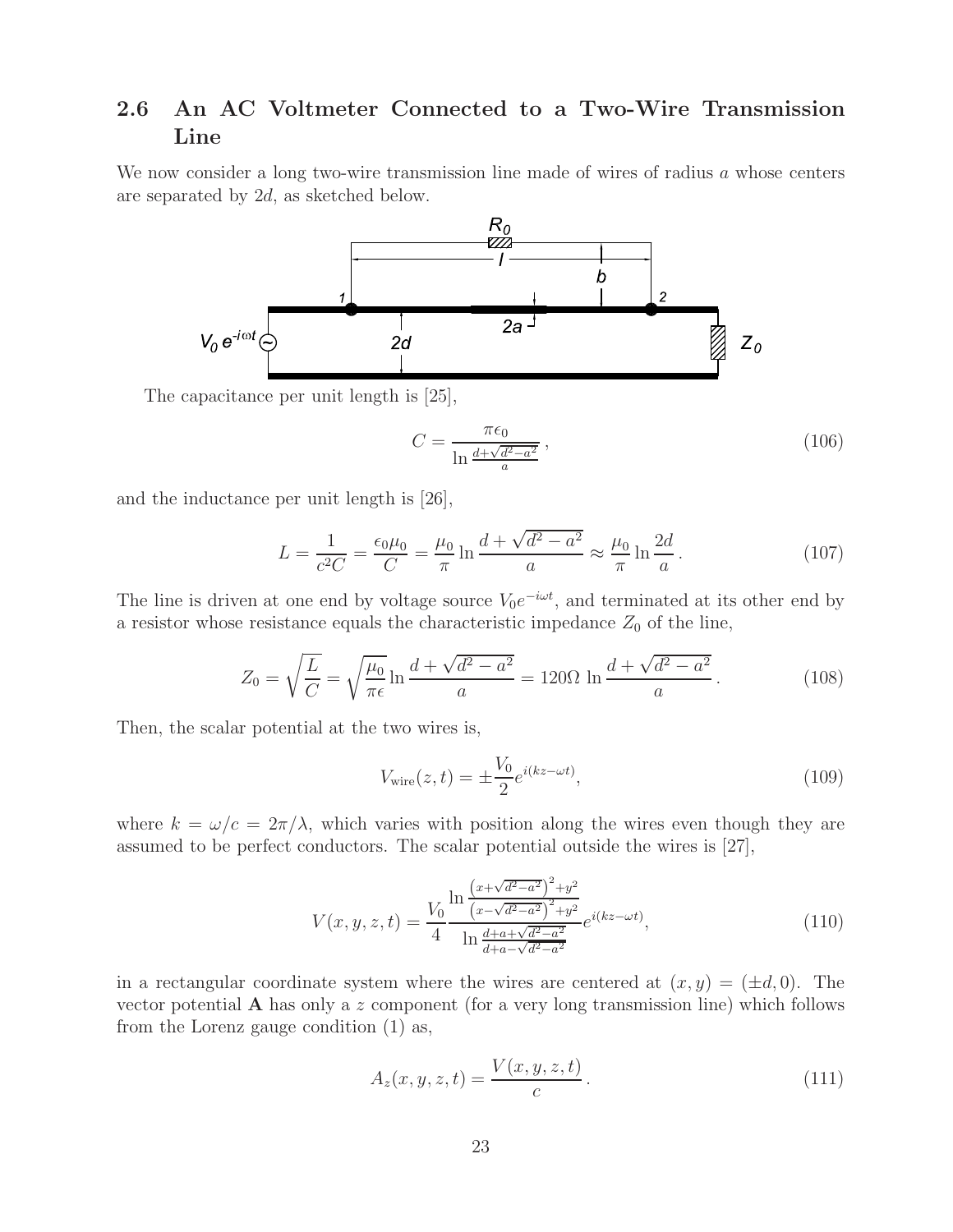## 2.6 An AC Voltmeter Connected to a Two-Wire Transmission Line

We now consider a long two-wire transmission line made of wires of radius $a$ whose centers are separated by $2d$, as sketched below.

The capacitance per unit length is [25],

$$C = \frac{\pi\epsilon_0}{\ln\frac{d+\sqrt{d^2-a^2}}{a}}\,, \tag{106}$$

and the inductance per unit length is [26],

$$L = \frac{1}{c^2 C} = \frac{\epsilon_0\mu_0}{C} = \frac{\mu_0}{\pi}\ln\frac{d+\sqrt{d^2-a^2}}{a} \approx \frac{\mu_0}{\pi}\ln\frac{2d}{a}\,. \tag{107}$$

The line is driven at one end by voltage source $V_0 e^{-i\omega t}$, and terminated at its other end by a resistor whose resistance equals the characteristic impedance $Z_0$ of the line,

$$Z_0 = \sqrt{\frac{L}{C}} = \sqrt{\frac{\mu_0}{\pi\epsilon}}\ln\frac{d+\sqrt{d^2-a^2}}{a} = 120\Omega\,\ln\frac{d+\sqrt{d^2-a^2}}{a}\,. \tag{108}$$

Then, the scalar potential at the two wires is,

$$V_{\rm wire}(z,t) = \pm\frac{V_0}{2}e^{i(kz-\omega t)}, \tag{109}$$

where $k = \omega/c = 2\pi/\lambda$, which varies with position along the wires even though they are assumed to be perfect conductors. The scalar potential outside the wires is [27],

$$V(x,y,z,t) = \frac{V_0}{4}\frac{\ln\frac{\left(x+\sqrt{d^2-a^2}\right)^2+y^2}{\left(x-\sqrt{d^2-a^2}\right)^2+y^2}}{\ln\frac{d+a+\sqrt{d^2-a^2}}{d+a-\sqrt{d^2-a^2}}}e^{i(kz-\omega t)}, \tag{110}$$

in a rectangular coordinate system where the wires are centered at $(x,y) = (\pm d, 0)$. The vector potential $\mathbf{A}$ has only a $z$ component (for a very long transmission line) which follows from the Lorenz gauge condition (1) as,

$$A_z(x,y,z,t) = \frac{V(x,y,z,t)}{c}\,. \tag{111}$$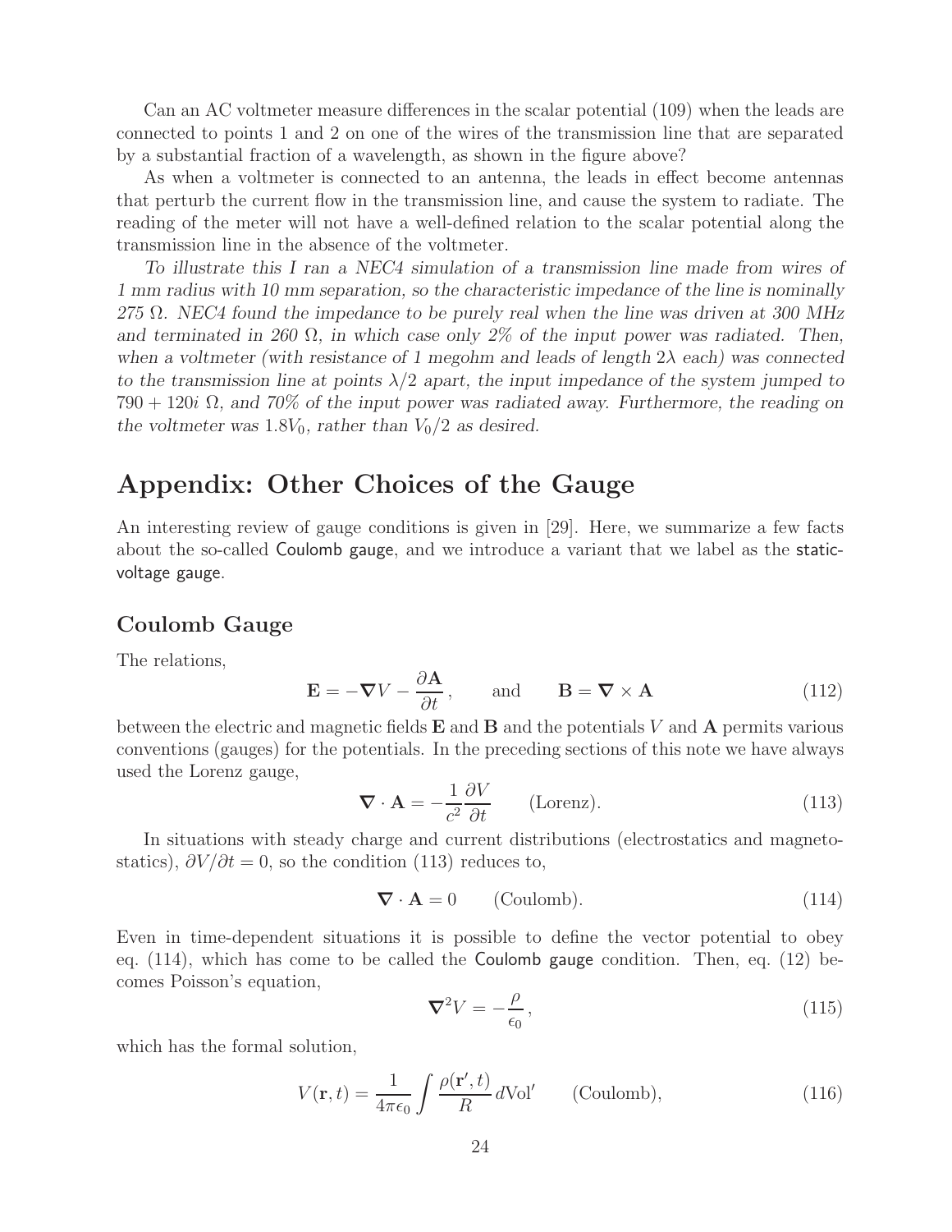Can an AC voltmeter measure differences in the scalar potential (109) when the leads are connected to points 1 and 2 on one of the wires of the transmission line that are separated by a substantial fraction of a wavelength, as shown in the figure above?

As when a voltmeter is connected to an antenna, the leads in effect become antennas that perturb the current flow in the transmission line, and cause the system to radiate. The reading of the meter will not have a well-defined relation to the scalar potential along the transmission line in the absence of the voltmeter.

*To illustrate this I ran a NEC4 simulation of a transmission line made from wires of 1 mm radius with 10 mm separation, so the characteristic impedance of the line is nominally 275 Ω. NEC4 found the impedance to be purely real when the line was driven at 300 MHz and terminated in 260 Ω, in which case only 2% of the input power was radiated. Then, when a voltmeter (with resistance of 1 megohm and leads of length $2\lambda$ each) was connected to the transmission line at points $\lambda/2$ apart, the input impedance of the system jumped to $790 + 120i$ Ω, and 70% of the input power was radiated away. Furthermore, the reading on the voltmeter was $1.8V_0$, rather than $V_0/2$ as desired.*

# Appendix: Other Choices of the Gauge

An interesting review of gauge conditions is given in [29]. Here, we summarize a few facts about the so-called Coulomb gauge, and we introduce a variant that we label as the static-voltage gauge.

## Coulomb Gauge

The relations,

$$\mathbf{E} = -\boldsymbol{\nabla} V - \frac{\partial \mathbf{A}}{\partial t}, \qquad \text{and} \qquad \mathbf{B} = \boldsymbol{\nabla} \times \mathbf{A} \tag{112}$$

between the electric and magnetic fields $\mathbf{E}$ and $\mathbf{B}$ and the potentials $V$ and $\mathbf{A}$ permits various conventions (gauges) for the potentials. In the preceding sections of this note we have always used the Lorenz gauge,

$$\boldsymbol{\nabla} \cdot \mathbf{A} = -\frac{1}{c^2}\frac{\partial V}{\partial t} \qquad \text{(Lorenz)}. \tag{113}$$

In situations with steady charge and current distributions (electrostatics and magnetostatics), $\partial V/\partial t = 0$, so the condition (113) reduces to,

$$\boldsymbol{\nabla} \cdot \mathbf{A} = 0 \qquad \text{(Coulomb)}. \tag{114}$$

Even in time-dependent situations it is possible to define the vector potential to obey eq. (114), which has come to be called the Coulomb gauge condition. Then, eq. (12) becomes Poisson's equation,

$$\boldsymbol{\nabla}^2 V = -\frac{\rho}{\epsilon_0}, \tag{115}$$

which has the formal solution,

$$V(\mathbf{r}, t) = \frac{1}{4\pi\epsilon_0}\int \frac{\rho(\mathbf{r}', t)}{R}\, d\text{Vol}' \qquad \text{(Coulomb)}, \tag{116}$$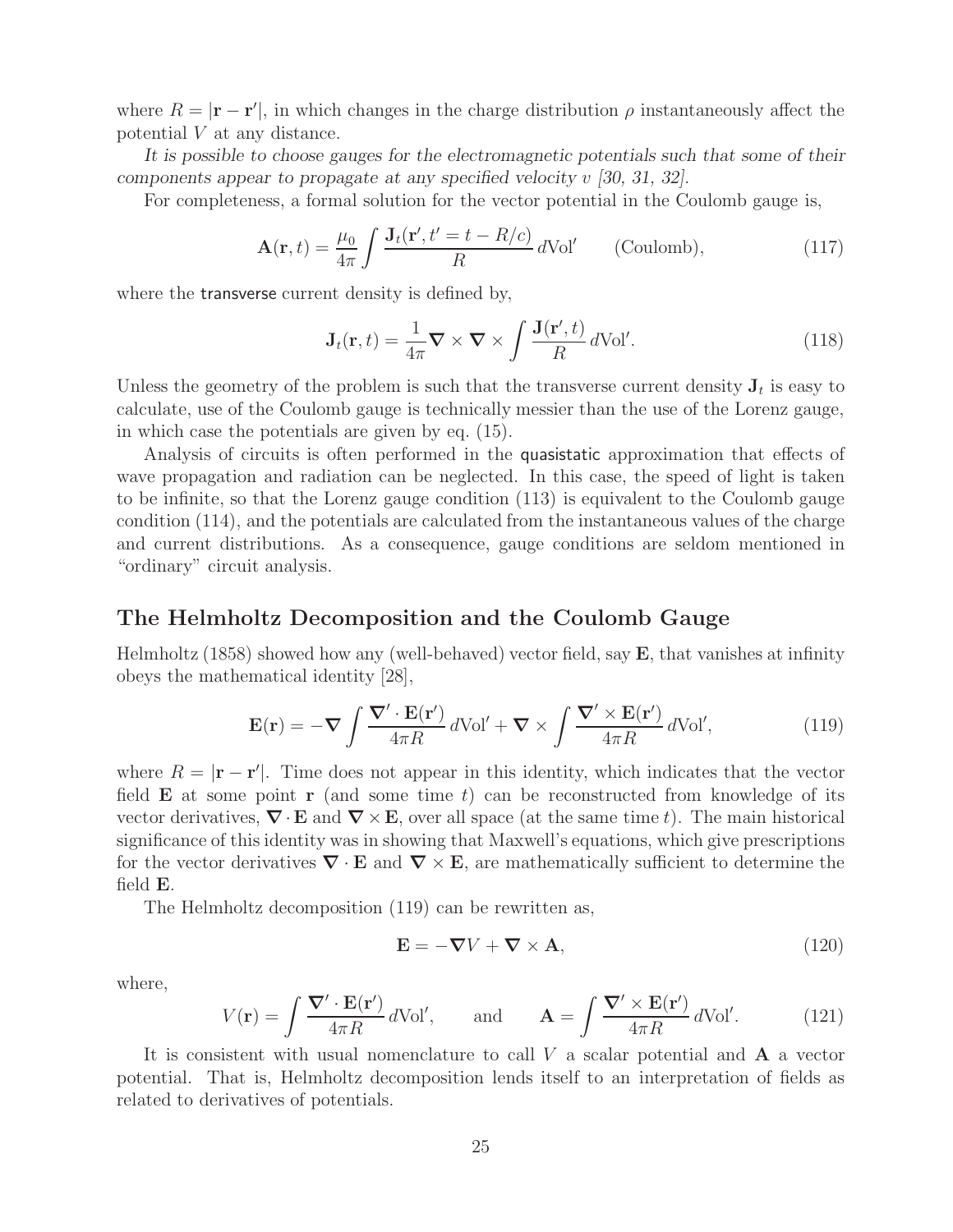where $R = |\mathbf{r} - \mathbf{r}'|$, in which changes in the charge distribution $\rho$ instantaneously affect the potential $V$ at any distance.

*It is possible to choose gauges for the electromagnetic potentials such that some of their components appear to propagate at any specified velocity $v$ [30, 31, 32].*

For completeness, a formal solution for the vector potential in the Coulomb gauge is,

$$\mathbf{A}(\mathbf{r}, t) = \frac{\mu_0}{4\pi} \int \frac{\mathbf{J}_t(\mathbf{r}', t' = t - R/c)}{R} \, d\text{Vol}' \qquad \text{(Coulomb)}, \tag{117}$$

where the transverse current density is defined by,

$$\mathbf{J}_t(\mathbf{r}, t) = \frac{1}{4\pi} \boldsymbol{\nabla} \times \boldsymbol{\nabla} \times \int \frac{\mathbf{J}(\mathbf{r}', t)}{R} \, d\text{Vol}'. \tag{118}$$

Unless the geometry of the problem is such that the transverse current density $\mathbf{J}_t$ is easy to calculate, use of the Coulomb gauge is technically messier than the use of the Lorenz gauge, in which case the potentials are given by eq. (15).

Analysis of circuits is often performed in the quasistatic approximation that effects of wave propagation and radiation can be neglected. In this case, the speed of light is taken to be infinite, so that the Lorenz gauge condition (113) is equivalent to the Coulomb gauge condition (114), and the potentials are calculated from the instantaneous values of the charge and current distributions. As a consequence, gauge conditions are seldom mentioned in "ordinary" circuit analysis.

## The Helmholtz Decomposition and the Coulomb Gauge

Helmholtz (1858) showed how any (well-behaved) vector field, say $\mathbf{E}$, that vanishes at infinity obeys the mathematical identity [28],

$$\mathbf{E}(\mathbf{r}) = -\boldsymbol{\nabla} \int \frac{\boldsymbol{\nabla}' \cdot \mathbf{E}(\mathbf{r}')}{4\pi R} \, d\text{Vol}' + \boldsymbol{\nabla} \times \int \frac{\boldsymbol{\nabla}' \times \mathbf{E}(\mathbf{r}')}{4\pi R} \, d\text{Vol}', \tag{119}$$

where $R = |\mathbf{r} - \mathbf{r}'|$. Time does not appear in this identity, which indicates that the vector field $\mathbf{E}$ at some point $\mathbf{r}$ (and some time $t$) can be reconstructed from knowledge of its vector derivatives, $\boldsymbol{\nabla} \cdot \mathbf{E}$ and $\boldsymbol{\nabla} \times \mathbf{E}$, over all space (at the same time $t$). The main historical significance of this identity was in showing that Maxwell's equations, which give prescriptions for the vector derivatives $\boldsymbol{\nabla} \cdot \mathbf{E}$ and $\boldsymbol{\nabla} \times \mathbf{E}$, are mathematically sufficient to determine the field $\mathbf{E}$.

The Helmholtz decomposition (119) can be rewritten as,

$$\mathbf{E} = -\boldsymbol{\nabla} V + \boldsymbol{\nabla} \times \mathbf{A}, \tag{120}$$

where,

$$V(\mathbf{r}) = \int \frac{\boldsymbol{\nabla}' \cdot \mathbf{E}(\mathbf{r}')}{4\pi R} \, d\text{Vol}', \qquad \text{and} \qquad \mathbf{A} = \int \frac{\boldsymbol{\nabla}' \times \mathbf{E}(\mathbf{r}')}{4\pi R} \, d\text{Vol}'. \tag{121}$$

It is consistent with usual nomenclature to call $V$ a scalar potential and $\mathbf{A}$ a vector potential. That is, Helmholtz decomposition lends itself to an interpretation of fields as related to derivatives of potentials.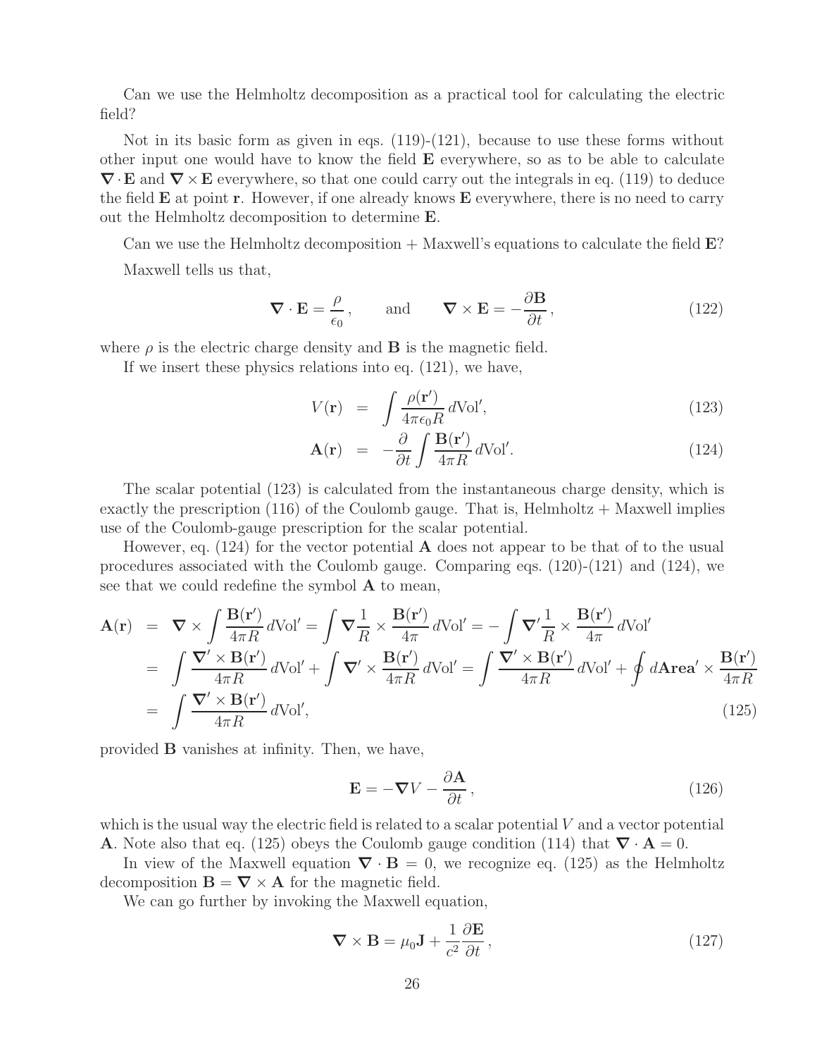Can we use the Helmholtz decomposition as a practical tool for calculating the electric field?

Not in its basic form as given in eqs. (119)-(121), because to use these forms without other input one would have to know the field $\mathbf{E}$ everywhere, so as to be able to calculate $\boldsymbol{\nabla}\cdot\mathbf{E}$ and $\boldsymbol{\nabla}\times\mathbf{E}$ everywhere, so that one could carry out the integrals in eq. (119) to deduce the field $\mathbf{E}$ at point $\mathbf{r}$. However, if one already knows $\mathbf{E}$ everywhere, there is no need to carry out the Helmholtz decomposition to determine $\mathbf{E}$.

Can we use the Helmholtz decomposition + Maxwell's equations to calculate the field $\mathbf{E}$?

Maxwell tells us that,

$$\boldsymbol{\nabla}\cdot\mathbf{E} = \frac{\rho}{\epsilon_0}\,, \qquad \text{and} \qquad \boldsymbol{\nabla}\times\mathbf{E} = -\frac{\partial \mathbf{B}}{\partial t}\,, \tag{122}$$

where $\rho$ is the electric charge density and $\mathbf{B}$ is the magnetic field.

If we insert these physics relations into eq. (121), we have,

$$V(\mathbf{r}) = \int \frac{\rho(\mathbf{r}')}{4\pi\epsilon_0 R}\, d\mathrm{Vol}', \tag{123}$$

$$\mathbf{A}(\mathbf{r}) = -\frac{\partial}{\partial t}\int \frac{\mathbf{B}(\mathbf{r}')}{4\pi R}\, d\mathrm{Vol}'. \tag{124}$$

The scalar potential (123) is calculated from the instantaneous charge density, which is exactly the prescription (116) of the Coulomb gauge. That is, Helmholtz + Maxwell implies use of the Coulomb-gauge prescription for the scalar potential.

However, eq. (124) for the vector potential $\mathbf{A}$ does not appear to be that of to the usual procedures associated with the Coulomb gauge. Comparing eqs. (120)-(121) and (124), we see that we could redefine the symbol $\mathbf{A}$ to mean,

$$\begin{aligned}
\mathbf{A}(\mathbf{r}) &= \boldsymbol{\nabla}\times\int \frac{\mathbf{B}(\mathbf{r}')}{4\pi R}\, d\mathrm{Vol}' = \int \boldsymbol{\nabla}\frac{1}{R}\times\frac{\mathbf{B}(\mathbf{r}')}{4\pi}\, d\mathrm{Vol}' = -\int \boldsymbol{\nabla}'\frac{1}{R}\times\frac{\mathbf{B}(\mathbf{r}')}{4\pi}\, d\mathrm{Vol}' \\
&= \int \frac{\boldsymbol{\nabla}'\times\mathbf{B}(\mathbf{r}')}{4\pi R}\, d\mathrm{Vol}' + \int \boldsymbol{\nabla}'\times\frac{\mathbf{B}(\mathbf{r}')}{4\pi R}\, d\mathrm{Vol}' = \int \frac{\boldsymbol{\nabla}'\times\mathbf{B}(\mathbf{r}')}{4\pi R}\, d\mathrm{Vol}' + \oint d\mathbf{Area}'\times\frac{\mathbf{B}(\mathbf{r}')}{4\pi R} \\
&= \int \frac{\boldsymbol{\nabla}'\times\mathbf{B}(\mathbf{r}')}{4\pi R}\, d\mathrm{Vol}',
\end{aligned} \tag{125}$$

provided $\mathbf{B}$ vanishes at infinity. Then, we have,

$$\mathbf{E} = -\boldsymbol{\nabla}V - \frac{\partial \mathbf{A}}{\partial t}\,, \tag{126}$$

which is the usual way the electric field is related to a scalar potential $V$ and a vector potential $\mathbf{A}$. Note also that eq. (125) obeys the Coulomb gauge condition (114) that $\boldsymbol{\nabla}\cdot\mathbf{A} = 0$.

In view of the Maxwell equation $\boldsymbol{\nabla}\cdot\mathbf{B} = 0$, we recognize eq. (125) as the Helmholtz decomposition $\mathbf{B} = \boldsymbol{\nabla}\times\mathbf{A}$ for the magnetic field.

We can go further by invoking the Maxwell equation,

$$\boldsymbol{\nabla}\times\mathbf{B} = \mu_0\mathbf{J} + \frac{1}{c^2}\frac{\partial \mathbf{E}}{\partial t}\,, \tag{127}$$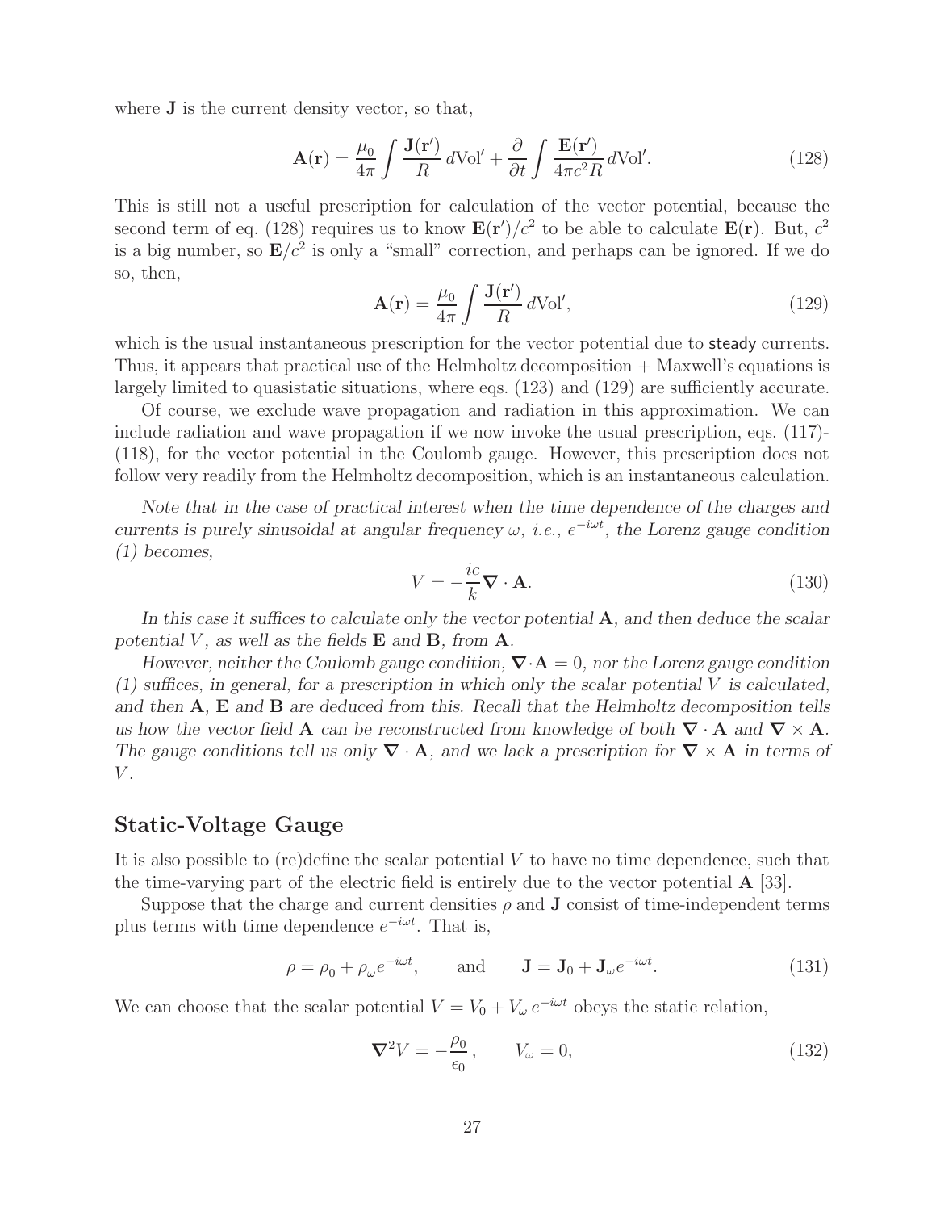where $\mathbf{J}$ is the current density vector, so that,

$$\mathbf{A}(\mathbf{r}) = \frac{\mu_0}{4\pi} \int \frac{\mathbf{J}(\mathbf{r}')}{R} \, d\text{Vol}' + \frac{\partial}{\partial t} \int \frac{\mathbf{E}(\mathbf{r}')}{4\pi c^2 R} \, d\text{Vol}'. \tag{128}$$

This is still not a useful prescription for calculation of the vector potential, because the second term of eq. (128) requires us to know $\mathbf{E}(\mathbf{r}')/c^2$ to be able to calculate $\mathbf{E}(\mathbf{r})$. But, $c^2$ is a big number, so $\mathbf{E}/c^2$ is only a "small" correction, and perhaps can be ignored. If we do so, then,

$$\mathbf{A}(\mathbf{r}) = \frac{\mu_0}{4\pi} \int \frac{\mathbf{J}(\mathbf{r}')}{R} \, d\text{Vol}', \tag{129}$$

which is the usual instantaneous prescription for the vector potential due to steady currents. Thus, it appears that practical use of the Helmholtz decomposition + Maxwell's equations is largely limited to quasistatic situations, where eqs. (123) and (129) are sufficiently accurate.

Of course, we exclude wave propagation and radiation in this approximation. We can include radiation and wave propagation if we now invoke the usual prescription, eqs. (117)-(118), for the vector potential in the Coulomb gauge. However, this prescription does not follow very readily from the Helmholtz decomposition, which is an instantaneous calculation.

*Note that in the case of practical interest when the time dependence of the charges and currents is purely sinusoidal at angular frequency $\omega$, i.e., $e^{-i\omega t}$, the Lorenz gauge condition (1) becomes,*

$$V = -\frac{ic}{k} \boldsymbol{\nabla} \cdot \mathbf{A}. \tag{130}$$

*In this case it suffices to calculate only the vector potential $\mathbf{A}$, and then deduce the scalar potential $V$, as well as the fields $\mathbf{E}$ and $\mathbf{B}$, from $\mathbf{A}$.*

*However, neither the Coulomb gauge condition, $\boldsymbol{\nabla} \cdot \mathbf{A} = 0$, nor the Lorenz gauge condition (1) suffices, in general, for a prescription in which only the scalar potential $V$ is calculated, and then $\mathbf{A}$, $\mathbf{E}$ and $\mathbf{B}$ are deduced from this. Recall that the Helmholtz decomposition tells us how the vector field $\mathbf{A}$ can be reconstructed from knowledge of both $\boldsymbol{\nabla} \cdot \mathbf{A}$ and $\boldsymbol{\nabla} \times \mathbf{A}$. The gauge conditions tell us only $\boldsymbol{\nabla} \cdot \mathbf{A}$, and we lack a prescription for $\boldsymbol{\nabla} \times \mathbf{A}$ in terms of $V$.*

## Static-Voltage Gauge

It is also possible to (re)define the scalar potential $V$ to have no time dependence, such that the time-varying part of the electric field is entirely due to the vector potential $\mathbf{A}$ [33].

Suppose that the charge and current densities $\rho$ and $\mathbf{J}$ consist of time-independent terms plus terms with time dependence $e^{-i\omega t}$. That is,

$$\rho = \rho_0 + \rho_\omega e^{-i\omega t}, \qquad \text{and} \qquad \mathbf{J} = \mathbf{J}_0 + \mathbf{J}_\omega e^{-i\omega t}. \tag{131}$$

We can choose that the scalar potential $V = V_0 + V_\omega \, e^{-i\omega t}$ obeys the static relation,

$$\boldsymbol{\nabla}^2 V = -\frac{\rho_0}{\epsilon_0}, \qquad V_\omega = 0, \tag{132}$$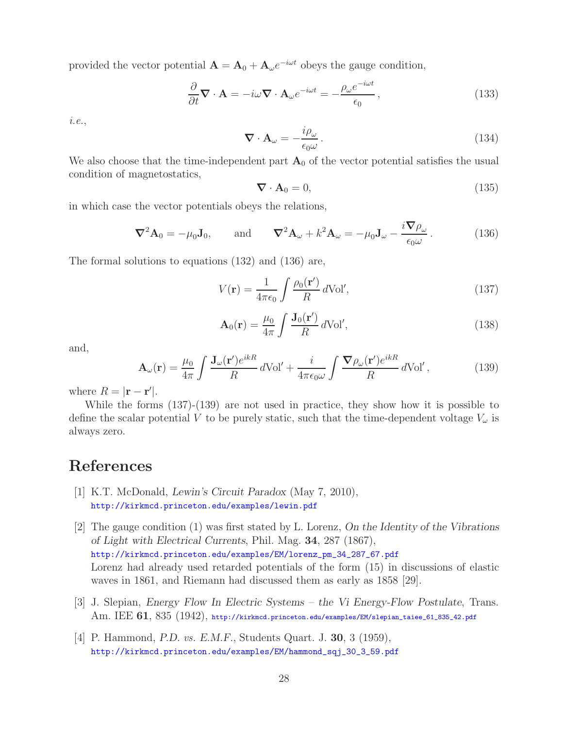provided the vector potential $\mathbf{A} = \mathbf{A}_0 + \mathbf{A}_\omega e^{-i\omega t}$ obeys the gauge condition,

$$\frac{\partial}{\partial t}\boldsymbol{\nabla} \cdot \mathbf{A} = -i\omega \boldsymbol{\nabla} \cdot \mathbf{A}_\omega e^{-i\omega t} = -\frac{\rho_\omega e^{-i\omega t}}{\epsilon_0}\,, \tag{133}$$

*i.e.*,

$$\boldsymbol{\nabla} \cdot \mathbf{A}_\omega = -\frac{i\rho_\omega}{\epsilon_0 \omega}\,. \tag{134}$$

We also choose that the time-independent part $\mathbf{A}_0$ of the vector potential satisfies the usual condition of magnetostatics,

$$\boldsymbol{\nabla} \cdot \mathbf{A}_0 = 0, \tag{135}$$

in which case the vector potentials obeys the relations,

$$\boldsymbol{\nabla}^2 \mathbf{A}_0 = -\mu_0 \mathbf{J}_0, \qquad \text{and} \qquad \boldsymbol{\nabla}^2 \mathbf{A}_\omega + k^2 \mathbf{A}_\omega = -\mu_0 \mathbf{J}_\omega - \frac{i\boldsymbol{\nabla}\rho_\omega}{\epsilon_0 \omega}\,. \tag{136}$$

The formal solutions to equations (132) and (136) are,

$$V(\mathbf{r}) = \frac{1}{4\pi\epsilon_0}\int \frac{\rho_0(\mathbf{r}')}{R}\, d\mathrm{Vol}', \tag{137}$$

$$\mathbf{A}_0(\mathbf{r}) = \frac{\mu_0}{4\pi}\int \frac{\mathbf{J}_0(\mathbf{r}')}{R}\, d\mathrm{Vol}', \tag{138}$$

and,

$$\mathbf{A}_\omega(\mathbf{r}) = \frac{\mu_0}{4\pi}\int \frac{\mathbf{J}_\omega(\mathbf{r}')e^{ikR}}{R}\, d\mathrm{Vol}' + \frac{i}{4\pi\epsilon_0\omega}\int \frac{\boldsymbol{\nabla}\rho_\omega(\mathbf{r}')e^{ikR}}{R}\, d\mathrm{Vol}'\,, \tag{139}$$

where $R = |\mathbf{r} - \mathbf{r}'|$.

While the forms (137)-(139) are not used in practice, they show how it is possible to define the scalar potential $V$ to be purely static, such that the time-dependent voltage $V_\omega$ is always zero.

# References

[1] K.T. McDonald, *Lewin's Circuit Paradox* (May 7, 2010), http://kirkmcd.princeton.edu/examples/lewin.pdf

[2] The gauge condition (1) was first stated by L. Lorenz, *On the Identity of the Vibrations of Light with Electrical Currents*, Phil. Mag. **34**, 287 (1867), http://kirkmcd.princeton.edu/examples/EM/lorenz_pm_34_287_67.pdf
Lorenz had already used retarded potentials of the form (15) in discussions of elastic waves in 1861, and Riemann had discussed them as early as 1858 [29].

[3] J. Slepian, *Energy Flow In Electric Systems – the Vi Energy-Flow Postulate*, Trans. Am. IEE **61**, 835 (1942), http://kirkmcd.princeton.edu/examples/EM/slepian_taiee_61_835_42.pdf

[4] P. Hammond, *P.D. vs. E.M.F.*, Students Quart. J. **30**, 3 (1959), http://kirkmcd.princeton.edu/examples/EM/hammond_sqj_30_3_59.pdf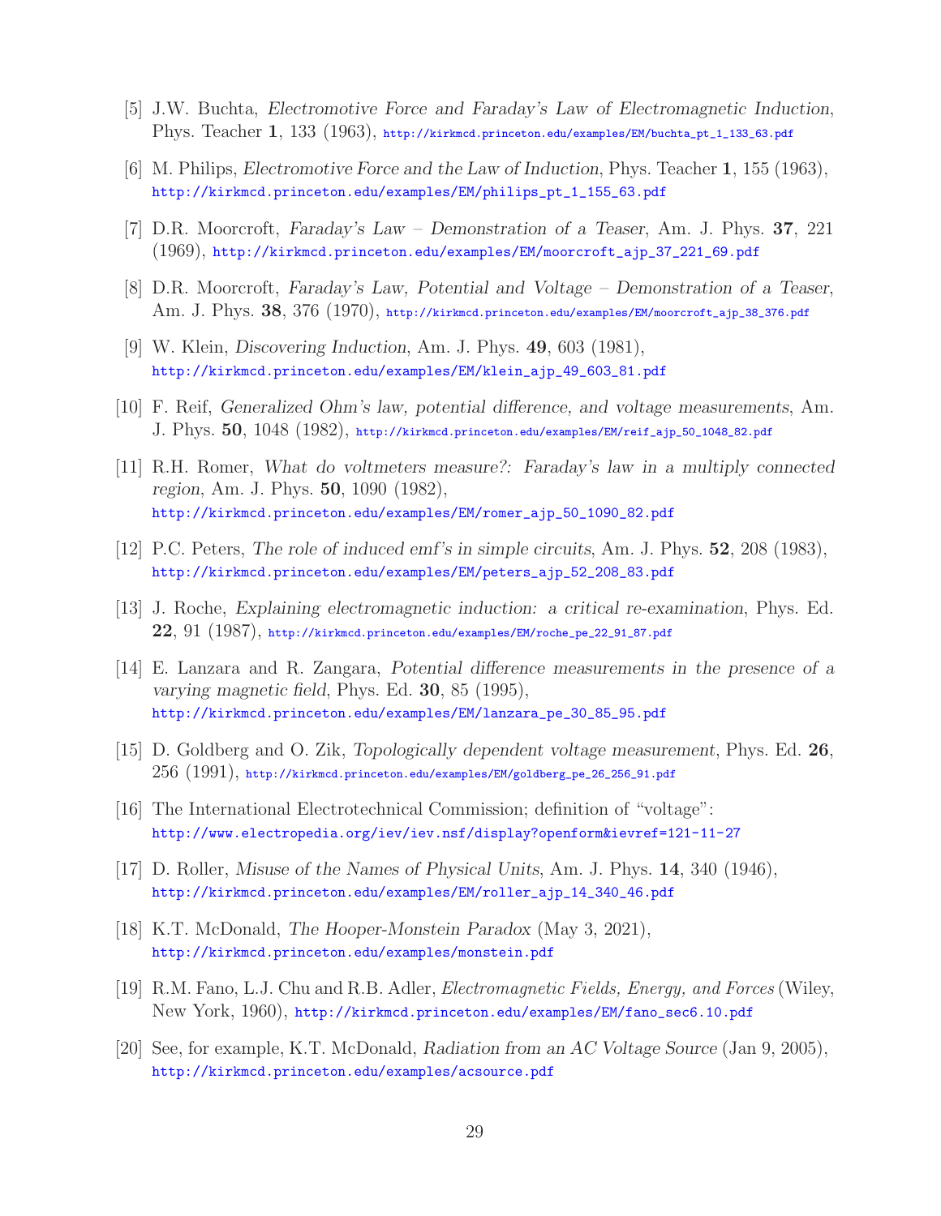[5] J.W. Buchta, *Electromotive Force and Faraday's Law of Electromagnetic Induction*, Phys. Teacher **1**, 133 (1963), http://kirkmcd.princeton.edu/examples/EM/buchta_pt_1_133_63.pdf

[6] M. Philips, *Electromotive Force and the Law of Induction*, Phys. Teacher **1**, 155 (1963), http://kirkmcd.princeton.edu/examples/EM/philips_pt_1_155_63.pdf

[7] D.R. Moorcroft, *Faraday's Law – Demonstration of a Teaser*, Am. J. Phys. **37**, 221 (1969), http://kirkmcd.princeton.edu/examples/EM/moorcroft_ajp_37_221_69.pdf

[8] D.R. Moorcroft, *Faraday's Law, Potential and Voltage – Demonstration of a Teaser*, Am. J. Phys. **38**, 376 (1970), http://kirkmcd.princeton.edu/examples/EM/moorcroft_ajp_38_376.pdf

[9] W. Klein, *Discovering Induction*, Am. J. Phys. **49**, 603 (1981), http://kirkmcd.princeton.edu/examples/EM/klein_ajp_49_603_81.pdf

[10] F. Reif, *Generalized Ohm's law, potential difference, and voltage measurements*, Am. J. Phys. **50**, 1048 (1982), http://kirkmcd.princeton.edu/examples/EM/reif_ajp_50_1048_82.pdf

[11] R.H. Romer, *What do voltmeters measure?: Faraday's law in a multiply connected region*, Am. J. Phys. **50**, 1090 (1982), http://kirkmcd.princeton.edu/examples/EM/romer_ajp_50_1090_82.pdf

[12] P.C. Peters, *The role of induced emf's in simple circuits*, Am. J. Phys. **52**, 208 (1983), http://kirkmcd.princeton.edu/examples/EM/peters_ajp_52_208_83.pdf

[13] J. Roche, *Explaining electromagnetic induction: a critical re-examination*, Phys. Ed. **22**, 91 (1987), http://kirkmcd.princeton.edu/examples/EM/roche_pe_22_91_87.pdf

[14] E. Lanzara and R. Zangara, *Potential difference measurements in the presence of a varying magnetic field*, Phys. Ed. **30**, 85 (1995), http://kirkmcd.princeton.edu/examples/EM/lanzara_pe_30_85_95.pdf

[15] D. Goldberg and O. Zik, *Topologically dependent voltage measurement*, Phys. Ed. **26**, 256 (1991), http://kirkmcd.princeton.edu/examples/EM/goldberg_pe_26_256_91.pdf

[16] The International Electrotechnical Commission; definition of "voltage": http://www.electropedia.org/iev/iev.nsf/display?openform&ievref=121-11-27

[17] D. Roller, *Misuse of the Names of Physical Units*, Am. J. Phys. **14**, 340 (1946), http://kirkmcd.princeton.edu/examples/EM/roller_ajp_14_340_46.pdf

[18] K.T. McDonald, *The Hooper-Monstein Paradox* (May 3, 2021), http://kirkmcd.princeton.edu/examples/monstein.pdf

[19] R.M. Fano, L.J. Chu and R.B. Adler, *Electromagnetic Fields, Energy, and Forces* (Wiley, New York, 1960), http://kirkmcd.princeton.edu/examples/EM/fano_sec6.10.pdf

[20] See, for example, K.T. McDonald, *Radiation from an AC Voltage Source* (Jan 9, 2005), http://kirkmcd.princeton.edu/examples/acsource.pdf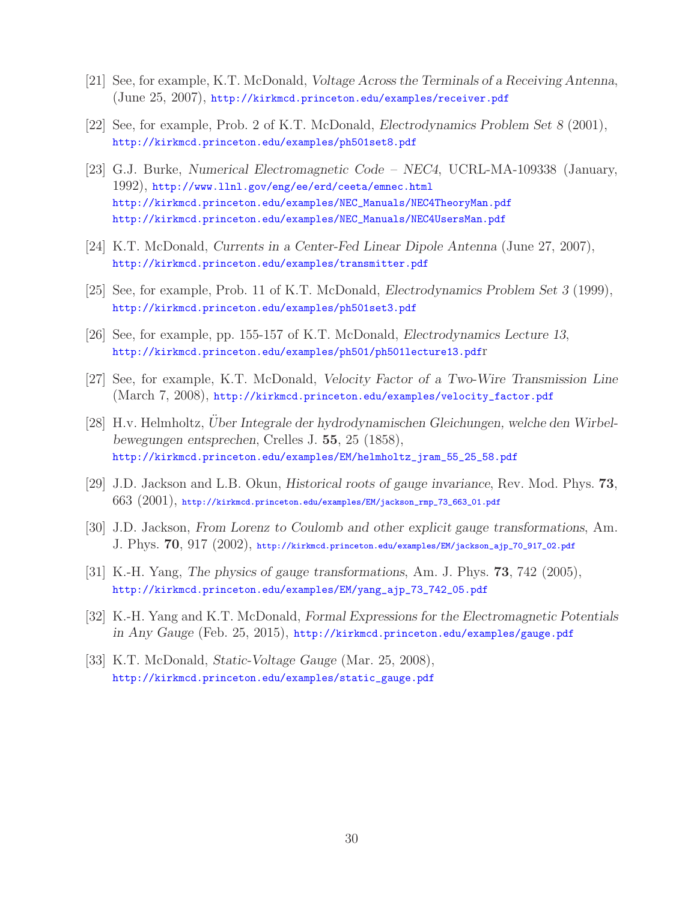[21] See, for example, K.T. McDonald, *Voltage Across the Terminals of a Receiving Antenna*, (June 25, 2007), http://kirkmcd.princeton.edu/examples/receiver.pdf

[22] See, for example, Prob. 2 of K.T. McDonald, *Electrodynamics Problem Set 8* (2001), http://kirkmcd.princeton.edu/examples/ph501set8.pdf

[23] G.J. Burke, *Numerical Electromagnetic Code – NEC4*, UCRL-MA-109338 (January, 1992), http://www.llnl.gov/eng/ee/erd/ceeta/emnec.html
http://kirkmcd.princeton.edu/examples/NEC_Manuals/NEC4TheoryMan.pdf
http://kirkmcd.princeton.edu/examples/NEC_Manuals/NEC4UsersMan.pdf

[24] K.T. McDonald, *Currents in a Center-Fed Linear Dipole Antenna* (June 27, 2007), http://kirkmcd.princeton.edu/examples/transmitter.pdf

[25] See, for example, Prob. 11 of K.T. McDonald, *Electrodynamics Problem Set 3* (1999), http://kirkmcd.princeton.edu/examples/ph501set3.pdf

[26] See, for example, pp. 155-157 of K.T. McDonald, *Electrodynamics Lecture 13*, http://kirkmcd.princeton.edu/examples/ph501/ph501lecture13.pdfr

[27] See, for example, K.T. McDonald, *Velocity Factor of a Two-Wire Transmission Line* (March 7, 2008), http://kirkmcd.princeton.edu/examples/velocity_factor.pdf

[28] H.v. Helmholtz, *Über Integrale der hydrodynamischen Gleichungen, welche den Wirbelbewegungen entsprechen*, Crelles J. **55**, 25 (1858), http://kirkmcd.princeton.edu/examples/EM/helmholtz_jram_55_25_58.pdf

[29] J.D. Jackson and L.B. Okun, *Historical roots of gauge invariance*, Rev. Mod. Phys. **73**, 663 (2001), http://kirkmcd.princeton.edu/examples/EM/jackson_rmp_73_663_01.pdf

[30] J.D. Jackson, *From Lorenz to Coulomb and other explicit gauge transformations*, Am. J. Phys. **70**, 917 (2002), http://kirkmcd.princeton.edu/examples/EM/jackson_ajp_70_917_02.pdf

[31] K.-H. Yang, *The physics of gauge transformations*, Am. J. Phys. **73**, 742 (2005), http://kirkmcd.princeton.edu/examples/EM/yang_ajp_73_742_05.pdf

[32] K.-H. Yang and K.T. McDonald, *Formal Expressions for the Electromagnetic Potentials in Any Gauge* (Feb. 25, 2015), http://kirkmcd.princeton.edu/examples/gauge.pdf

[33] K.T. McDonald, *Static-Voltage Gauge* (Mar. 25, 2008), http://kirkmcd.princeton.edu/examples/static_gauge.pdf